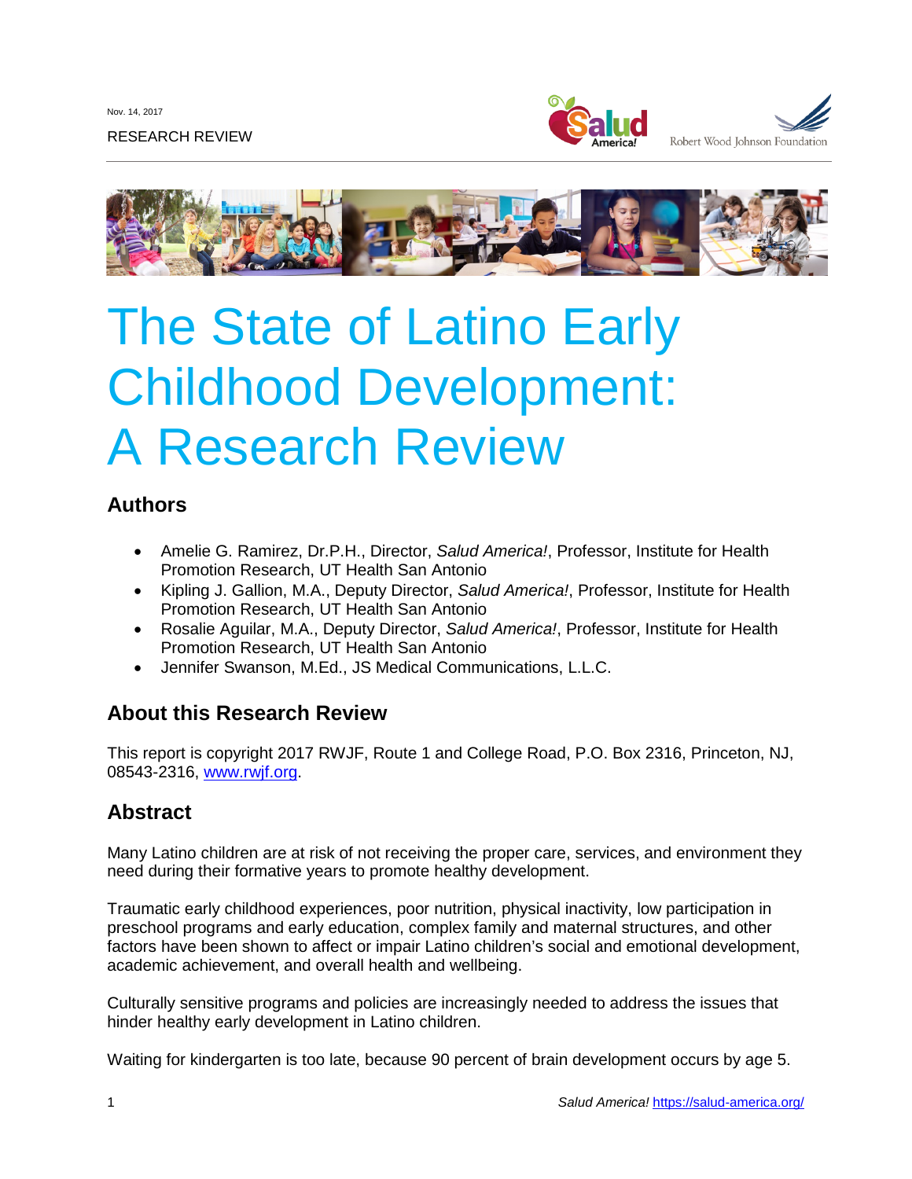Nov. 14, 2017

RESEARCH REVIEW

# The State of Latino Early Childhood Development: A Research Review

## Authors

- Amelie G. Ramirez, Dr.P.H., Director, *Salud America!*, Professor, Institute for Health Promotion Research, UT Health San Antonio
- Kipling J. Gallion, M.A., Deputy Director, *Salud America!*, Professor, Institute for Health Promotion Research, UT Health San Antonio
- Rosalie Aguilar, M.A., Deputy Director, *Salud America!*, Professor, Institute for Health Promotion Research, UT Health San Antonio
- Jennifer Swanson, M.Ed., JS Medical Communications, L.L.C.

## About this Research Review

This report is copyright 2017 RWJF, Route 1 and College Road, P.O. Box 2316, Princeton, NJ, 08543-2316, www.rwjf.org.

## Abstract

Many Latino children are at risk of not receiving the proper care, services, and environment they need during their formative years to promote healthy development.

Traumatic early childhood experiences, poor nutrition, physical inactivity, low participation in preschool programs and early education, complex family and maternal structures, and other factors have been shown to affect or impair Latino children's social and emotional development, academic achievement, and overall health and wellbeing.

Culturally sensitive programs and policies are increasingly needed to address the issues that hinder healthy early development in Latino children.

Waiting for kindergarten is too late, because 90 percent of brain development occurs by age 5.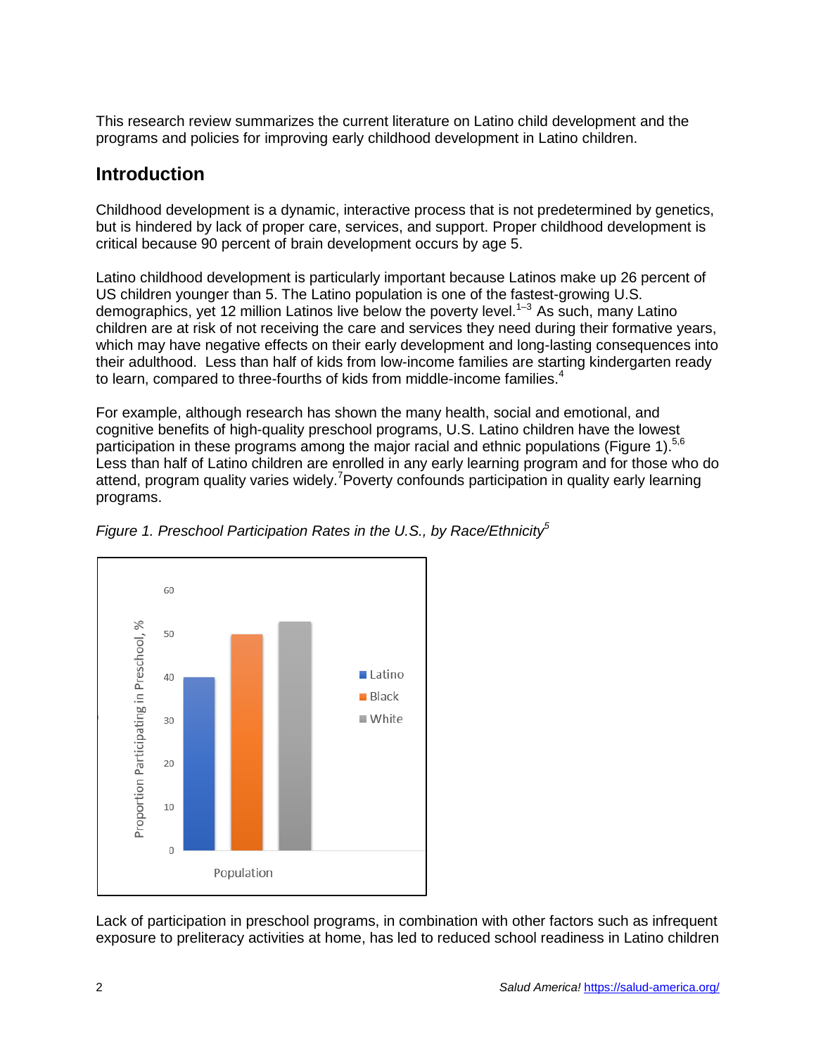This research review summarizes the current literature on Latino child development and the programs and policies for improving early childhood development in Latino children.

## Introduction

Childhood development is a dynamic, interactive process that is not predetermined by genetics, but is hindered by lack of proper care, services, and support. Proper childhood development is critical because 90 percent of brain development occurs by age 5.

Latino childhood development is particularly important because Latinos make up 26 percent of US children younger than 5. The Latino population is one of the fastest-growing U.S. demographics, yet 12 million Latinos live below the poverty level.[1–3] As such, many Latino children are at risk of not receiving the care and services they need during their formative years, which may have negative effects on their early development and long-lasting consequences into their adulthood. Less than half of kids from low-income families are starting kindergarten ready to learn, compared to three-fourths of kids from middle-income families.[4]

For example, although research has shown the many health, social and emotional, and cognitive benefits of high-quality preschool programs, U.S. Latino children have the lowest participation in these programs among the major racial and ethnic populations (Figure 1).[5,6] Less than half of Latino children are enrolled in any early learning program and for those who do attend, program quality varies widely.[7] Poverty confounds participation in quality early learning programs.

*Figure 1. Preschool Participation Rates in the U.S., by Race/Ethnicity[5]*

Lack of participation in preschool programs, in combination with other factors such as infrequent exposure to preliteracy activities at home, has led to reduced school readiness in Latino children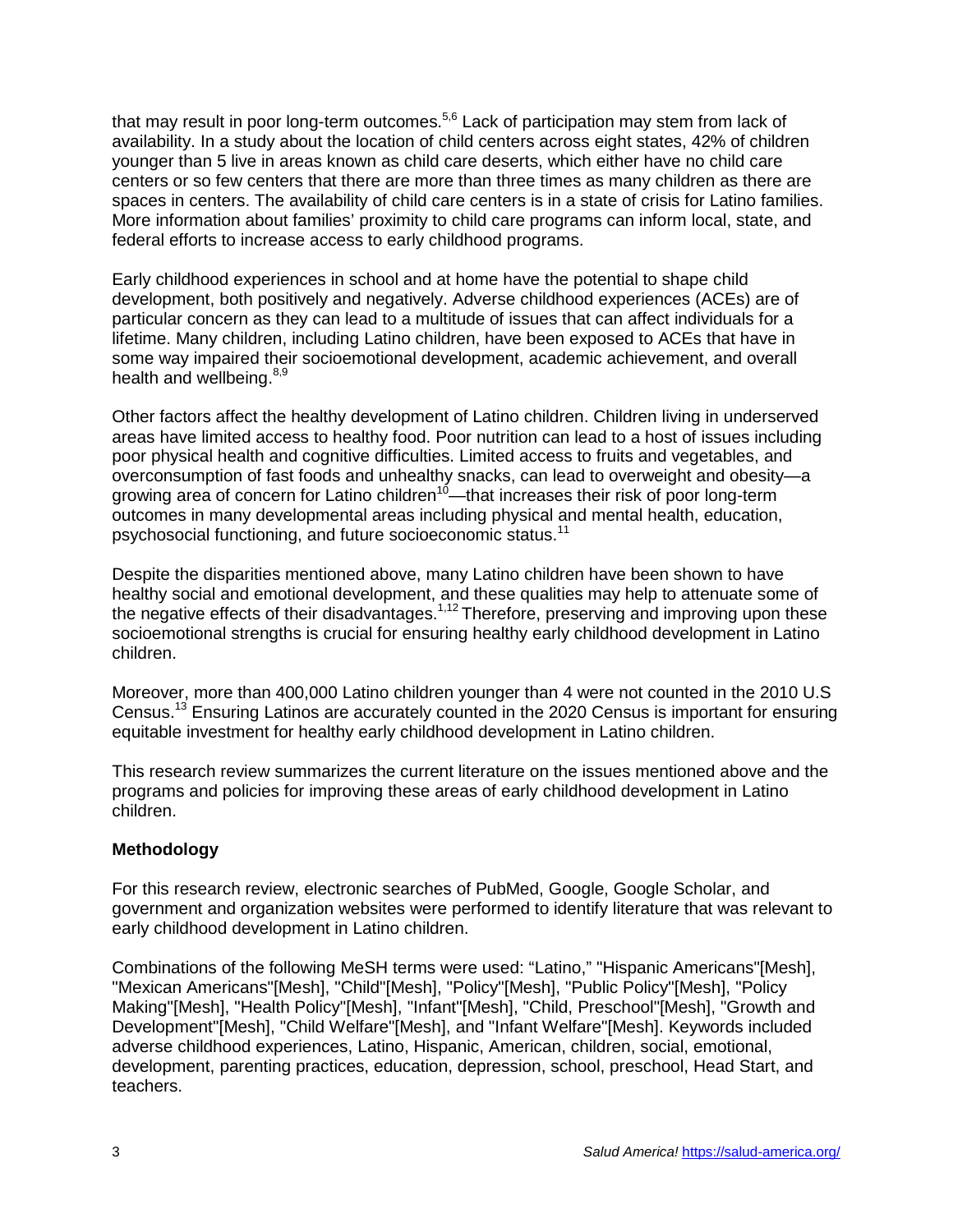that may result in poor long-term outcomes.[5,6] Lack of participation may stem from lack of availability. In a study about the location of child centers across eight states, 42% of children younger than 5 live in areas known as child care deserts, which either have no child care centers or so few centers that there are more than three times as many children as there are spaces in centers. The availability of child care centers is in a state of crisis for Latino families. More information about families' proximity to child care programs can inform local, state, and federal efforts to increase access to early childhood programs.

Early childhood experiences in school and at home have the potential to shape child development, both positively and negatively. Adverse childhood experiences (ACEs) are of particular concern as they can lead to a multitude of issues that can affect individuals for a lifetime. Many children, including Latino children, have been exposed to ACEs that have in some way impaired their socioemotional development, academic achievement, and overall health and wellbeing.[8,9]

Other factors affect the healthy development of Latino children. Children living in underserved areas have limited access to healthy food. Poor nutrition can lead to a host of issues including poor physical health and cognitive difficulties. Limited access to fruits and vegetables, and overconsumption of fast foods and unhealthy snacks, can lead to overweight and obesity—a growing area of concern for Latino children[10]—that increases their risk of poor long-term outcomes in many developmental areas including physical and mental health, education, psychosocial functioning, and future socioeconomic status.[11]

Despite the disparities mentioned above, many Latino children have been shown to have healthy social and emotional development, and these qualities may help to attenuate some of the negative effects of their disadvantages.[1,12] Therefore, preserving and improving upon these socioemotional strengths is crucial for ensuring healthy early childhood development in Latino children.

Moreover, more than 400,000 Latino children younger than 4 were not counted in the 2010 U.S Census.[13] Ensuring Latinos are accurately counted in the 2020 Census is important for ensuring equitable investment for healthy early childhood development in Latino children.

This research review summarizes the current literature on the issues mentioned above and the programs and policies for improving these areas of early childhood development in Latino children.

**Methodology**

For this research review, electronic searches of PubMed, Google, Google Scholar, and government and organization websites were performed to identify literature that was relevant to early childhood development in Latino children.

Combinations of the following MeSH terms were used: "Latino," "Hispanic Americans"[Mesh], "Mexican Americans"[Mesh], "Child"[Mesh], "Policy"[Mesh], "Public Policy"[Mesh], "Policy Making"[Mesh], "Health Policy"[Mesh], "Infant"[Mesh], "Child, Preschool"[Mesh], "Growth and Development"[Mesh], "Child Welfare"[Mesh], and "Infant Welfare"[Mesh]. Keywords included adverse childhood experiences, Latino, Hispanic, American, children, social, emotional, development, parenting practices, education, depression, school, preschool, Head Start, and teachers.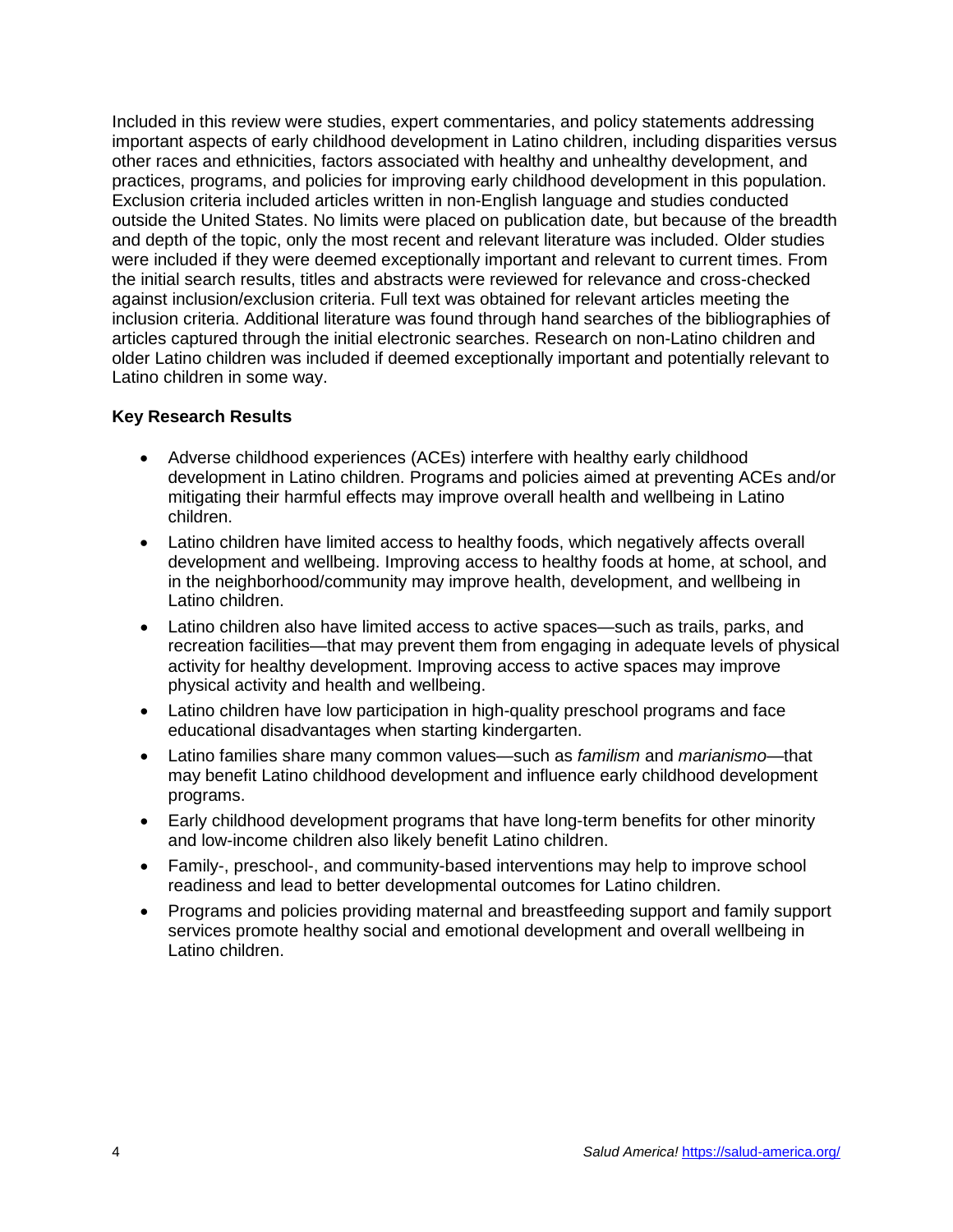Included in this review were studies, expert commentaries, and policy statements addressing important aspects of early childhood development in Latino children, including disparities versus other races and ethnicities, factors associated with healthy and unhealthy development, and practices, programs, and policies for improving early childhood development in this population. Exclusion criteria included articles written in non-English language and studies conducted outside the United States. No limits were placed on publication date, but because of the breadth and depth of the topic, only the most recent and relevant literature was included. Older studies were included if they were deemed exceptionally important and relevant to current times. From the initial search results, titles and abstracts were reviewed for relevance and cross-checked against inclusion/exclusion criteria. Full text was obtained for relevant articles meeting the inclusion criteria. Additional literature was found through hand searches of the bibliographies of articles captured through the initial electronic searches. Research on non-Latino children and older Latino children was included if deemed exceptionally important and potentially relevant to Latino children in some way.

**Key Research Results**

- Adverse childhood experiences (ACEs) interfere with healthy early childhood development in Latino children. Programs and policies aimed at preventing ACEs and/or mitigating their harmful effects may improve overall health and wellbeing in Latino children.
- Latino children have limited access to healthy foods, which negatively affects overall development and wellbeing. Improving access to healthy foods at home, at school, and in the neighborhood/community may improve health, development, and wellbeing in Latino children.
- Latino children also have limited access to active spaces—such as trails, parks, and recreation facilities—that may prevent them from engaging in adequate levels of physical activity for healthy development. Improving access to active spaces may improve physical activity and health and wellbeing.
- Latino children have low participation in high-quality preschool programs and face educational disadvantages when starting kindergarten.
- Latino families share many common values—such as *familism* and *marianismo*—that may benefit Latino childhood development and influence early childhood development programs.
- Early childhood development programs that have long-term benefits for other minority and low-income children also likely benefit Latino children.
- Family-, preschool-, and community-based interventions may help to improve school readiness and lead to better developmental outcomes for Latino children.
- Programs and policies providing maternal and breastfeeding support and family support services promote healthy social and emotional development and overall wellbeing in Latino children.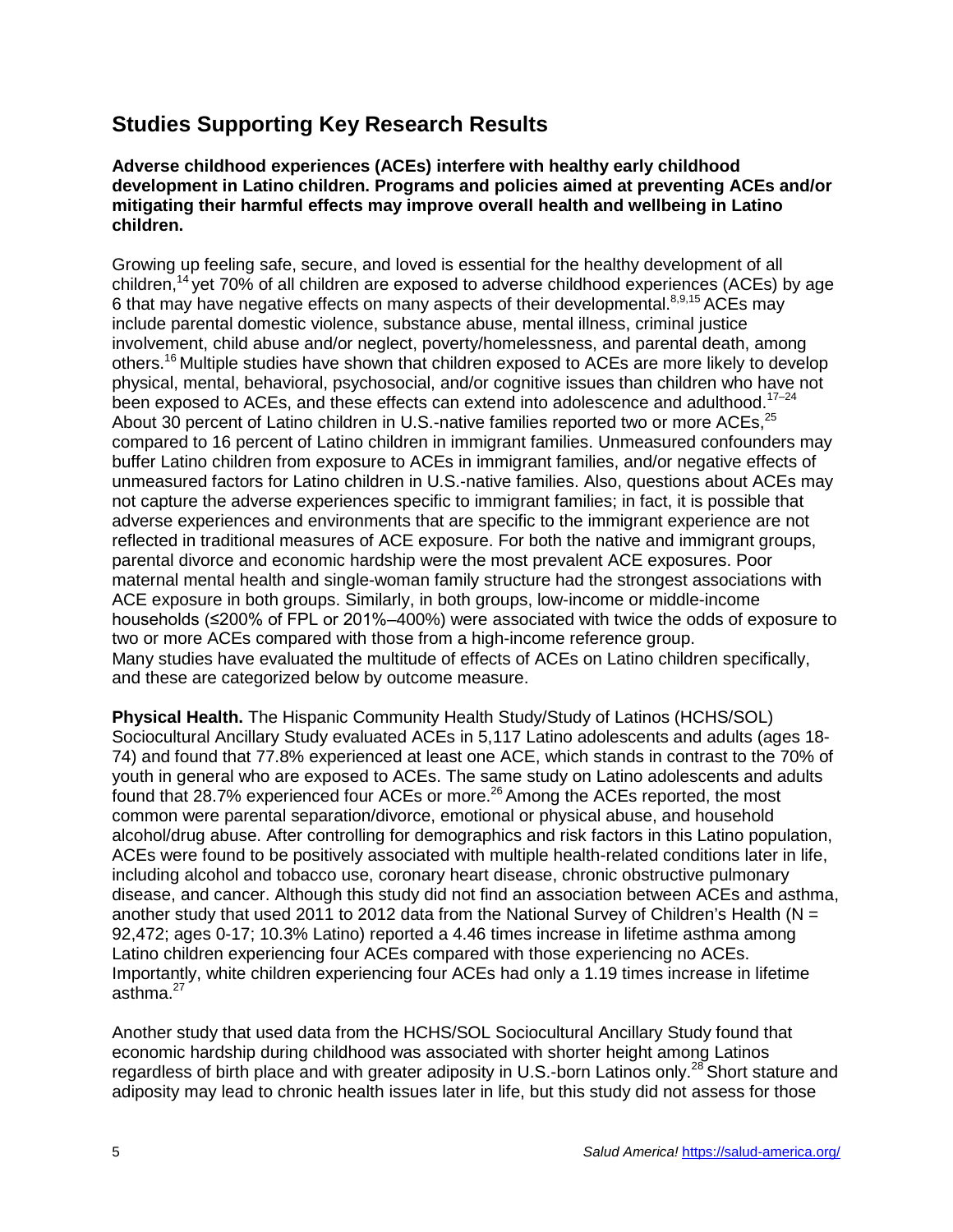## Studies Supporting Key Research Results

**Adverse childhood experiences (ACEs) interfere with healthy early childhood development in Latino children. Programs and policies aimed at preventing ACEs and/or mitigating their harmful effects may improve overall health and wellbeing in Latino children.**

Growing up feeling safe, secure, and loved is essential for the healthy development of all children,[14] yet 70% of all children are exposed to adverse childhood experiences (ACEs) by age 6 that may have negative effects on many aspects of their developmental.[8,9,15] ACEs may include parental domestic violence, substance abuse, mental illness, criminal justice involvement, child abuse and/or neglect, poverty/homelessness, and parental death, among others.[16] Multiple studies have shown that children exposed to ACEs are more likely to develop physical, mental, behavioral, psychosocial, and/or cognitive issues than children who have not been exposed to ACEs, and these effects can extend into adolescence and adulthood.[17–24] About 30 percent of Latino children in U.S.-native families reported two or more ACEs,[25] compared to 16 percent of Latino children in immigrant families. Unmeasured confounders may buffer Latino children from exposure to ACEs in immigrant families, and/or negative effects of unmeasured factors for Latino children in U.S.-native families. Also, questions about ACEs may not capture the adverse experiences specific to immigrant families; in fact, it is possible that adverse experiences and environments that are specific to the immigrant experience are not reflected in traditional measures of ACE exposure. For both the native and immigrant groups, parental divorce and economic hardship were the most prevalent ACE exposures. Poor maternal mental health and single-woman family structure had the strongest associations with ACE exposure in both groups. Similarly, in both groups, low-income or middle-income households (≤200% of FPL or 201%–400%) were associated with twice the odds of exposure to two or more ACEs compared with those from a high-income reference group. Many studies have evaluated the multitude of effects of ACEs on Latino children specifically, and these are categorized below by outcome measure.

**Physical Health.** The Hispanic Community Health Study/Study of Latinos (HCHS/SOL) Sociocultural Ancillary Study evaluated ACEs in 5,117 Latino adolescents and adults (ages 18-74) and found that 77.8% experienced at least one ACE, which stands in contrast to the 70% of youth in general who are exposed to ACEs. The same study on Latino adolescents and adults found that 28.7% experienced four ACEs or more.[26] Among the ACEs reported, the most common were parental separation/divorce, emotional or physical abuse, and household alcohol/drug abuse. After controlling for demographics and risk factors in this Latino population, ACEs were found to be positively associated with multiple health-related conditions later in life, including alcohol and tobacco use, coronary heart disease, chronic obstructive pulmonary disease, and cancer. Although this study did not find an association between ACEs and asthma, another study that used 2011 to 2012 data from the National Survey of Children's Health (N = 92,472; ages 0-17; 10.3% Latino) reported a 4.46 times increase in lifetime asthma among Latino children experiencing four ACEs compared with those experiencing no ACEs. Importantly, white children experiencing four ACEs had only a 1.19 times increase in lifetime asthma.[27]

Another study that used data from the HCHS/SOL Sociocultural Ancillary Study found that economic hardship during childhood was associated with shorter height among Latinos regardless of birth place and with greater adiposity in U.S.-born Latinos only.[28] Short stature and adiposity may lead to chronic health issues later in life, but this study did not assess for those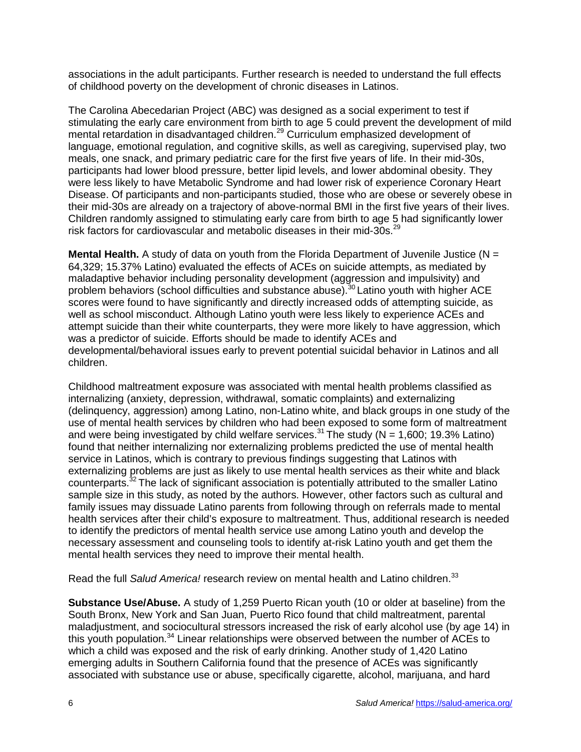associations in the adult participants. Further research is needed to understand the full effects of childhood poverty on the development of chronic diseases in Latinos.

The Carolina Abecedarian Project (ABC) was designed as a social experiment to test if stimulating the early care environment from birth to age 5 could prevent the development of mild mental retardation in disadvantaged children.[29] Curriculum emphasized development of language, emotional regulation, and cognitive skills, as well as caregiving, supervised play, two meals, one snack, and primary pediatric care for the first five years of life. In their mid-30s, participants had lower blood pressure, better lipid levels, and lower abdominal obesity. They were less likely to have Metabolic Syndrome and had lower risk of experience Coronary Heart Disease. Of participants and non-participants studied, those who are obese or severely obese in their mid-30s are already on a trajectory of above-normal BMI in the first five years of their lives. Children randomly assigned to stimulating early care from birth to age 5 had significantly lower risk factors for cardiovascular and metabolic diseases in their mid-30s.[29]

**Mental Health.** A study of data on youth from the Florida Department of Juvenile Justice (N = 64,329; 15.37% Latino) evaluated the effects of ACEs on suicide attempts, as mediated by maladaptive behavior including personality development (aggression and impulsivity) and problem behaviors (school difficulties and substance abuse).[30] Latino youth with higher ACE scores were found to have significantly and directly increased odds of attempting suicide, as well as school misconduct. Although Latino youth were less likely to experience ACEs and attempt suicide than their white counterparts, they were more likely to have aggression, which was a predictor of suicide. Efforts should be made to identify ACEs and developmental/behavioral issues early to prevent potential suicidal behavior in Latinos and all children.

Childhood maltreatment exposure was associated with mental health problems classified as internalizing (anxiety, depression, withdrawal, somatic complaints) and externalizing (delinquency, aggression) among Latino, non-Latino white, and black groups in one study of the use of mental health services by children who had been exposed to some form of maltreatment and were being investigated by child welfare services.[31] The study (N = 1,600; 19.3% Latino) found that neither internalizing nor externalizing problems predicted the use of mental health service in Latinos, which is contrary to previous findings suggesting that Latinos with externalizing problems are just as likely to use mental health services as their white and black counterparts.[32] The lack of significant association is potentially attributed to the smaller Latino sample size in this study, as noted by the authors. However, other factors such as cultural and family issues may dissuade Latino parents from following through on referrals made to mental health services after their child's exposure to maltreatment. Thus, additional research is needed to identify the predictors of mental health service use among Latino youth and develop the necessary assessment and counseling tools to identify at-risk Latino youth and get them the mental health services they need to improve their mental health.

Read the full *Salud America!* research review on mental health and Latino children.[33]

**Substance Use/Abuse.** A study of 1,259 Puerto Rican youth (10 or older at baseline) from the South Bronx, New York and San Juan, Puerto Rico found that child maltreatment, parental maladjustment, and sociocultural stressors increased the risk of early alcohol use (by age 14) in this youth population.[34] Linear relationships were observed between the number of ACEs to which a child was exposed and the risk of early drinking. Another study of 1,420 Latino emerging adults in Southern California found that the presence of ACEs was significantly associated with substance use or abuse, specifically cigarette, alcohol, marijuana, and hard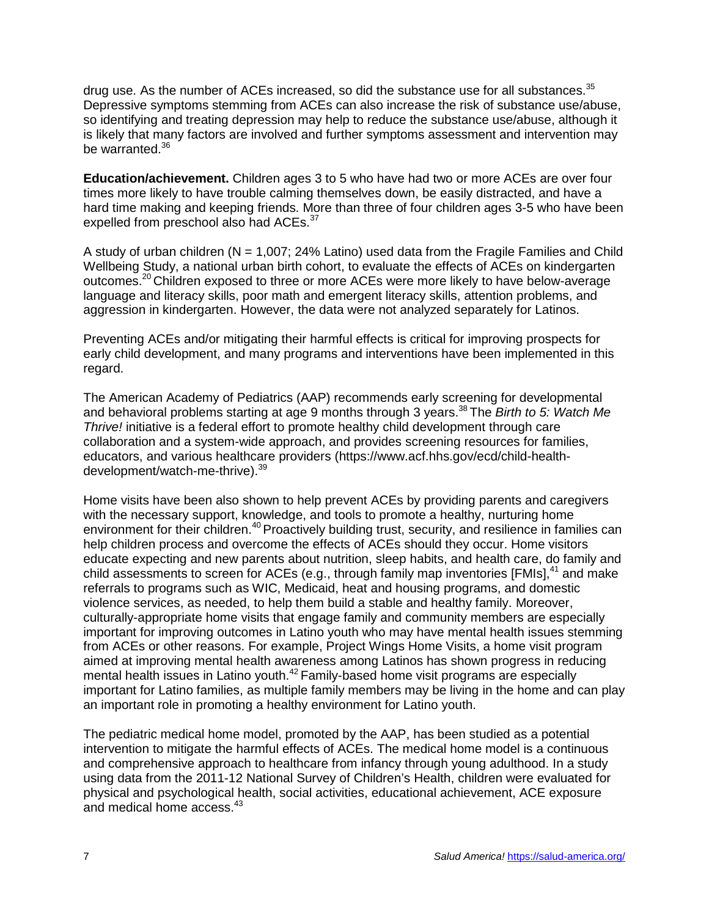drug use. As the number of ACEs increased, so did the substance use for all substances.[35] Depressive symptoms stemming from ACEs can also increase the risk of substance use/abuse, so identifying and treating depression may help to reduce the substance use/abuse, although it is likely that many factors are involved and further symptoms assessment and intervention may be warranted.[36]

**Education/achievement.** Children ages 3 to 5 who have had two or more ACEs are over four times more likely to have trouble calming themselves down, be easily distracted, and have a hard time making and keeping friends. More than three of four children ages 3-5 who have been expelled from preschool also had ACEs.[37]

A study of urban children (N = 1,007; 24% Latino) used data from the Fragile Families and Child Wellbeing Study, a national urban birth cohort, to evaluate the effects of ACEs on kindergarten outcomes.[20] Children exposed to three or more ACEs were more likely to have below-average language and literacy skills, poor math and emergent literacy skills, attention problems, and aggression in kindergarten. However, the data were not analyzed separately for Latinos.

Preventing ACEs and/or mitigating their harmful effects is critical for improving prospects for early child development, and many programs and interventions have been implemented in this regard.

The American Academy of Pediatrics (AAP) recommends early screening for developmental and behavioral problems starting at age 9 months through 3 years.[38] The *Birth to 5: Watch Me Thrive!* initiative is a federal effort to promote healthy child development through care collaboration and a system-wide approach, and provides screening resources for families, educators, and various healthcare providers (https://www.acf.hhs.gov/ecd/child-health-development/watch-me-thrive).[39]

Home visits have been also shown to help prevent ACEs by providing parents and caregivers with the necessary support, knowledge, and tools to promote a healthy, nurturing home environment for their children.[40] Proactively building trust, security, and resilience in families can help children process and overcome the effects of ACEs should they occur. Home visitors educate expecting and new parents about nutrition, sleep habits, and health care, do family and child assessments to screen for ACEs (e.g., through family map inventories [FMIs],[41] and make referrals to programs such as WIC, Medicaid, heat and housing programs, and domestic violence services, as needed, to help them build a stable and healthy family. Moreover, culturally-appropriate home visits that engage family and community members are especially important for improving outcomes in Latino youth who may have mental health issues stemming from ACEs or other reasons. For example, Project Wings Home Visits, a home visit program aimed at improving mental health awareness among Latinos has shown progress in reducing mental health issues in Latino youth.[42] Family-based home visit programs are especially important for Latino families, as multiple family members may be living in the home and can play an important role in promoting a healthy environment for Latino youth.

The pediatric medical home model, promoted by the AAP, has been studied as a potential intervention to mitigate the harmful effects of ACEs. The medical home model is a continuous and comprehensive approach to healthcare from infancy through young adulthood. In a study using data from the 2011-12 National Survey of Children's Health, children were evaluated for physical and psychological health, social activities, educational achievement, ACE exposure and medical home access.[43]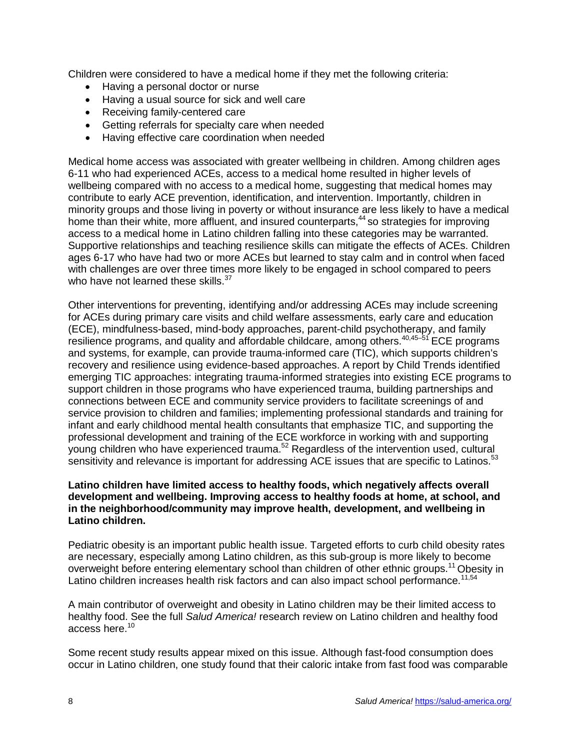Children were considered to have a medical home if they met the following criteria:

- Having a personal doctor or nurse
- Having a usual source for sick and well care
- Receiving family-centered care
- Getting referrals for specialty care when needed
- Having effective care coordination when needed

Medical home access was associated with greater wellbeing in children. Among children ages 6-11 who had experienced ACEs, access to a medical home resulted in higher levels of wellbeing compared with no access to a medical home, suggesting that medical homes may contribute to early ACE prevention, identification, and intervention. Importantly, children in minority groups and those living in poverty or without insurance are less likely to have a medical home than their white, more affluent, and insured counterparts,[44] so strategies for improving access to a medical home in Latino children falling into these categories may be warranted. Supportive relationships and teaching resilience skills can mitigate the effects of ACEs. Children ages 6-17 who have had two or more ACEs but learned to stay calm and in control when faced with challenges are over three times more likely to be engaged in school compared to peers who have not learned these skills.[37]

Other interventions for preventing, identifying and/or addressing ACEs may include screening for ACEs during primary care visits and child welfare assessments, early care and education (ECE), mindfulness-based, mind-body approaches, parent-child psychotherapy, and family resilience programs, and quality and affordable childcare, among others.[40,45–51] ECE programs and systems, for example, can provide trauma-informed care (TIC), which supports children's recovery and resilience using evidence-based approaches. A report by Child Trends identified emerging TIC approaches: integrating trauma-informed strategies into existing ECE programs to support children in those programs who have experienced trauma, building partnerships and connections between ECE and community service providers to facilitate screenings of and service provision to children and families; implementing professional standards and training for infant and early childhood mental health consultants that emphasize TIC, and supporting the professional development and training of the ECE workforce in working with and supporting young children who have experienced trauma.[52] Regardless of the intervention used, cultural sensitivity and relevance is important for addressing ACE issues that are specific to Latinos.[53]

**Latino children have limited access to healthy foods, which negatively affects overall development and wellbeing. Improving access to healthy foods at home, at school, and in the neighborhood/community may improve health, development, and wellbeing in Latino children.**

Pediatric obesity is an important public health issue. Targeted efforts to curb child obesity rates are necessary, especially among Latino children, as this sub-group is more likely to become overweight before entering elementary school than children of other ethnic groups.[11] Obesity in Latino children increases health risk factors and can also impact school performance.[11,54]

A main contributor of overweight and obesity in Latino children may be their limited access to healthy food. See the full *Salud America!* research review on Latino children and healthy food access here.[10]

Some recent study results appear mixed on this issue. Although fast-food consumption does occur in Latino children, one study found that their caloric intake from fast food was comparable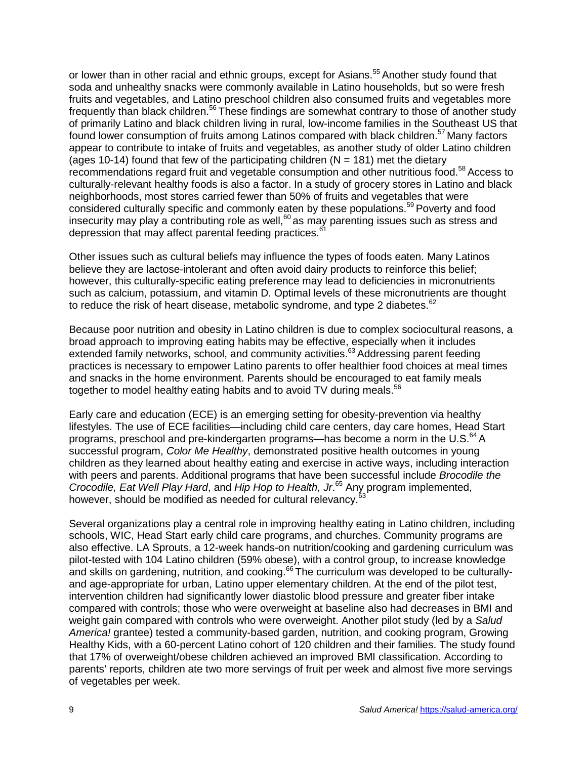or lower than in other racial and ethnic groups, except for Asians.[55] Another study found that soda and unhealthy snacks were commonly available in Latino households, but so were fresh fruits and vegetables, and Latino preschool children also consumed fruits and vegetables more frequently than black children.[56] These findings are somewhat contrary to those of another study of primarily Latino and black children living in rural, low-income families in the Southeast US that found lower consumption of fruits among Latinos compared with black children.[57] Many factors appear to contribute to intake of fruits and vegetables, as another study of older Latino children (ages 10-14) found that few of the participating children (N = 181) met the dietary recommendations regard fruit and vegetable consumption and other nutritious food.[58] Access to culturally-relevant healthy foods is also a factor. In a study of grocery stores in Latino and black neighborhoods, most stores carried fewer than 50% of fruits and vegetables that were considered culturally specific and commonly eaten by these populations.[59] Poverty and food insecurity may play a contributing role as well,[60] as may parenting issues such as stress and depression that may affect parental feeding practices.[61]

Other issues such as cultural beliefs may influence the types of foods eaten. Many Latinos believe they are lactose-intolerant and often avoid dairy products to reinforce this belief; however, this culturally-specific eating preference may lead to deficiencies in micronutrients such as calcium, potassium, and vitamin D. Optimal levels of these micronutrients are thought to reduce the risk of heart disease, metabolic syndrome, and type 2 diabetes.[62]

Because poor nutrition and obesity in Latino children is due to complex sociocultural reasons, a broad approach to improving eating habits may be effective, especially when it includes extended family networks, school, and community activities.[63] Addressing parent feeding practices is necessary to empower Latino parents to offer healthier food choices at meal times and snacks in the home environment. Parents should be encouraged to eat family meals together to model healthy eating habits and to avoid TV during meals.[56]

Early care and education (ECE) is an emerging setting for obesity-prevention via healthy lifestyles. The use of ECE facilities—including child care centers, day care homes, Head Start programs, preschool and pre-kindergarten programs—has become a norm in the U.S.[64] A successful program, *Color Me Healthy*, demonstrated positive health outcomes in young children as they learned about healthy eating and exercise in active ways, including interaction with peers and parents. Additional programs that have been successful include *Brocodile the Crocodile, Eat Well Play Hard*, and *Hip Hop to Health, Jr*.[65] Any program implemented, however, should be modified as needed for cultural relevancy.[63]

Several organizations play a central role in improving healthy eating in Latino children, including schools, WIC, Head Start early child care programs, and churches. Community programs are also effective. LA Sprouts, a 12-week hands-on nutrition/cooking and gardening curriculum was pilot-tested with 104 Latino children (59% obese), with a control group, to increase knowledge and skills on gardening, nutrition, and cooking.[66] The curriculum was developed to be culturally- and age-appropriate for urban, Latino upper elementary children. At the end of the pilot test, intervention children had significantly lower diastolic blood pressure and greater fiber intake compared with controls; those who were overweight at baseline also had decreases in BMI and weight gain compared with controls who were overweight. Another pilot study (led by a *Salud America!* grantee) tested a community-based garden, nutrition, and cooking program, Growing Healthy Kids, with a 60-percent Latino cohort of 120 children and their families. The study found that 17% of overweight/obese children achieved an improved BMI classification. According to parents' reports, children ate two more servings of fruit per week and almost five more servings of vegetables per week.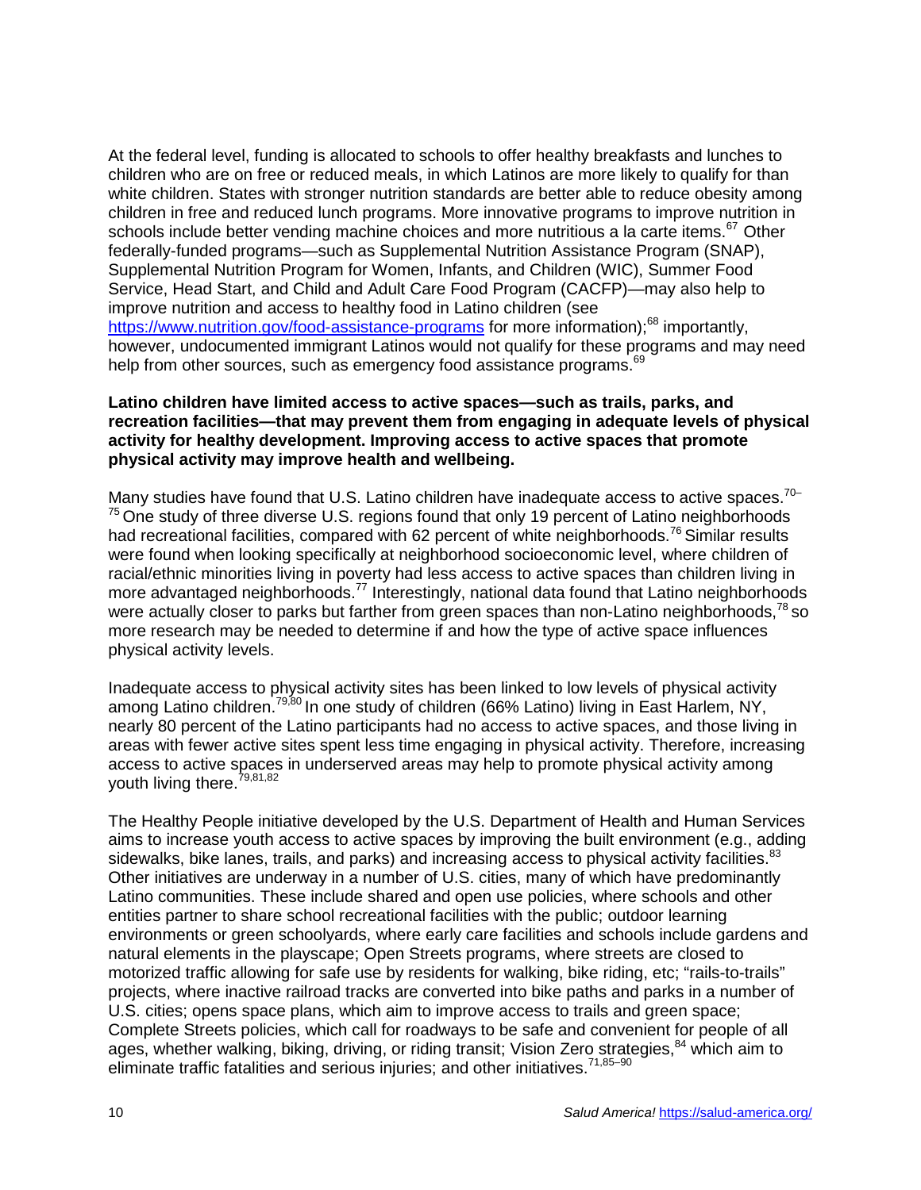At the federal level, funding is allocated to schools to offer healthy breakfasts and lunches to children who are on free or reduced meals, in which Latinos are more likely to qualify for than white children. States with stronger nutrition standards are better able to reduce obesity among children in free and reduced lunch programs. More innovative programs to improve nutrition in schools include better vending machine choices and more nutritious a la carte items.[67] Other federally-funded programs—such as Supplemental Nutrition Assistance Program (SNAP), Supplemental Nutrition Program for Women, Infants, and Children (WIC), Summer Food Service, Head Start, and Child and Adult Care Food Program (CACFP)—may also help to improve nutrition and access to healthy food in Latino children (see https://www.nutrition.gov/food-assistance-programs for more information);[68] importantly, however, undocumented immigrant Latinos would not qualify for these programs and may need help from other sources, such as emergency food assistance programs.[69]

**Latino children have limited access to active spaces—such as trails, parks, and recreation facilities—that may prevent them from engaging in adequate levels of physical activity for healthy development. Improving access to active spaces that promote physical activity may improve health and wellbeing.**

Many studies have found that U.S. Latino children have inadequate access to active spaces.[70–75] One study of three diverse U.S. regions found that only 19 percent of Latino neighborhoods had recreational facilities, compared with 62 percent of white neighborhoods.[76] Similar results were found when looking specifically at neighborhood socioeconomic level, where children of racial/ethnic minorities living in poverty had less access to active spaces than children living in more advantaged neighborhoods.[77] Interestingly, national data found that Latino neighborhoods were actually closer to parks but farther from green spaces than non-Latino neighborhoods,[78] so more research may be needed to determine if and how the type of active space influences physical activity levels.

Inadequate access to physical activity sites has been linked to low levels of physical activity among Latino children.[79,80] In one study of children (66% Latino) living in East Harlem, NY, nearly 80 percent of the Latino participants had no access to active spaces, and those living in areas with fewer active sites spent less time engaging in physical activity. Therefore, increasing access to active spaces in underserved areas may help to promote physical activity among youth living there.[79,81,82]

The Healthy People initiative developed by the U.S. Department of Health and Human Services aims to increase youth access to active spaces by improving the built environment (e.g., adding sidewalks, bike lanes, trails, and parks) and increasing access to physical activity facilities.[83] Other initiatives are underway in a number of U.S. cities, many of which have predominantly Latino communities. These include shared and open use policies, where schools and other entities partner to share school recreational facilities with the public; outdoor learning environments or green schoolyards, where early care facilities and schools include gardens and natural elements in the playscape; Open Streets programs, where streets are closed to motorized traffic allowing for safe use by residents for walking, bike riding, etc; "rails-to-trails" projects, where inactive railroad tracks are converted into bike paths and parks in a number of U.S. cities; opens space plans, which aim to improve access to trails and green space; Complete Streets policies, which call for roadways to be safe and convenient for people of all ages, whether walking, biking, driving, or riding transit; Vision Zero strategies,[84] which aim to eliminate traffic fatalities and serious injuries; and other initiatives.[71,85–90]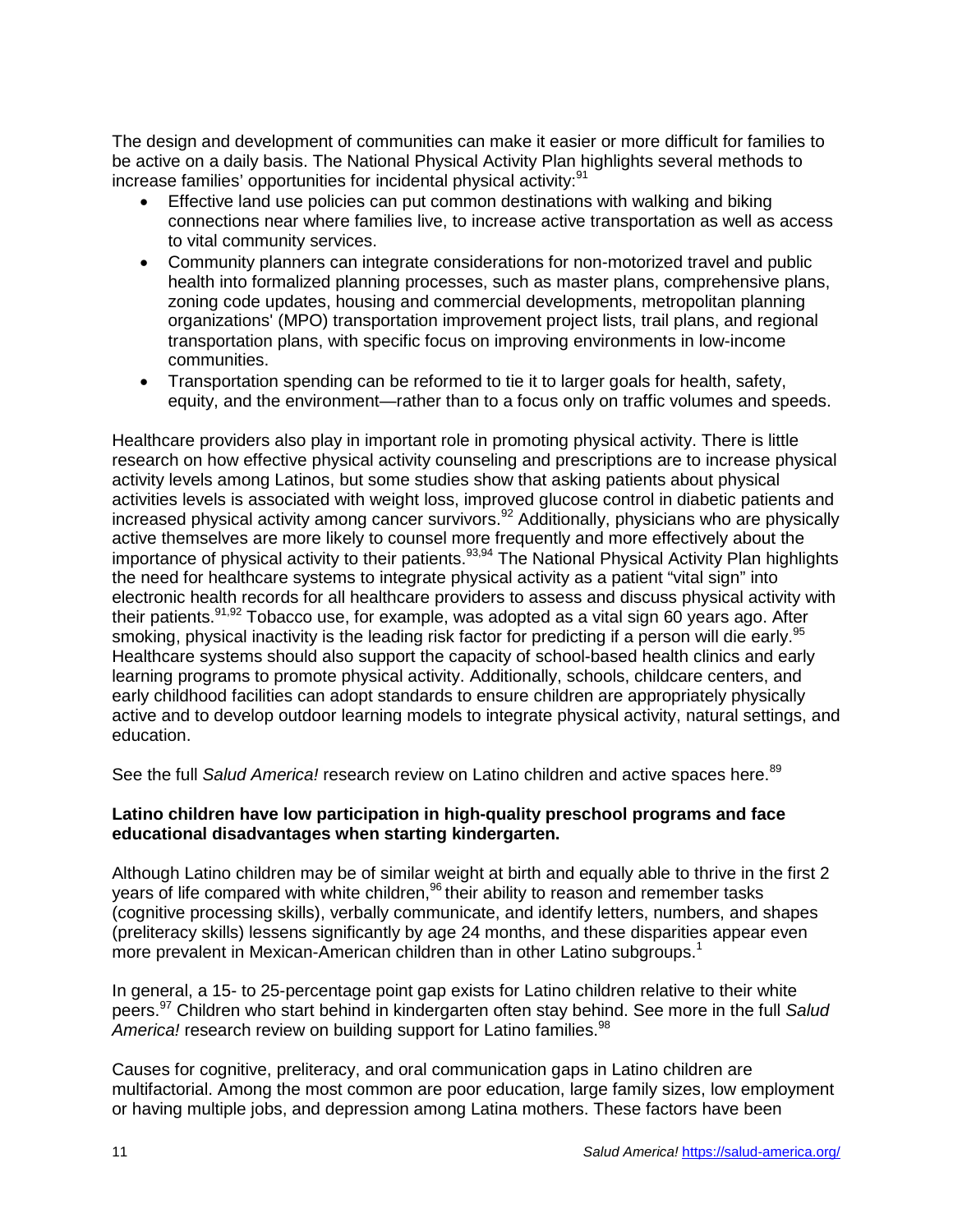The design and development of communities can make it easier or more difficult for families to be active on a daily basis. The National Physical Activity Plan highlights several methods to increase families' opportunities for incidental physical activity:[91]

- Effective land use policies can put common destinations with walking and biking connections near where families live, to increase active transportation as well as access to vital community services.
- Community planners can integrate considerations for non-motorized travel and public health into formalized planning processes, such as master plans, comprehensive plans, zoning code updates, housing and commercial developments, metropolitan planning organizations' (MPO) transportation improvement project lists, trail plans, and regional transportation plans, with specific focus on improving environments in low-income communities.
- Transportation spending can be reformed to tie it to larger goals for health, safety, equity, and the environment—rather than to a focus only on traffic volumes and speeds.

Healthcare providers also play in important role in promoting physical activity. There is little research on how effective physical activity counseling and prescriptions are to increase physical activity levels among Latinos, but some studies show that asking patients about physical activities levels is associated with weight loss, improved glucose control in diabetic patients and increased physical activity among cancer survivors.[92] Additionally, physicians who are physically active themselves are more likely to counsel more frequently and more effectively about the importance of physical activity to their patients.[93,94] The National Physical Activity Plan highlights the need for healthcare systems to integrate physical activity as a patient "vital sign" into electronic health records for all healthcare providers to assess and discuss physical activity with their patients.[91,92] Tobacco use, for example, was adopted as a vital sign 60 years ago. After smoking, physical inactivity is the leading risk factor for predicting if a person will die early.[95] Healthcare systems should also support the capacity of school-based health clinics and early learning programs to promote physical activity. Additionally, schools, childcare centers, and early childhood facilities can adopt standards to ensure children are appropriately physically active and to develop outdoor learning models to integrate physical activity, natural settings, and education.

See the full *Salud America!* research review on Latino children and active spaces here.[89]

**Latino children have low participation in high-quality preschool programs and face educational disadvantages when starting kindergarten.**

Although Latino children may be of similar weight at birth and equally able to thrive in the first 2 years of life compared with white children,[96] their ability to reason and remember tasks (cognitive processing skills), verbally communicate, and identify letters, numbers, and shapes (preliteracy skills) lessens significantly by age 24 months, and these disparities appear even more prevalent in Mexican-American children than in other Latino subgroups.[1]

In general, a 15- to 25-percentage point gap exists for Latino children relative to their white peers.[97] Children who start behind in kindergarten often stay behind. See more in the full *Salud America!* research review on building support for Latino families.[98]

Causes for cognitive, preliteracy, and oral communication gaps in Latino children are multifactorial. Among the most common are poor education, large family sizes, low employment or having multiple jobs, and depression among Latina mothers. These factors have been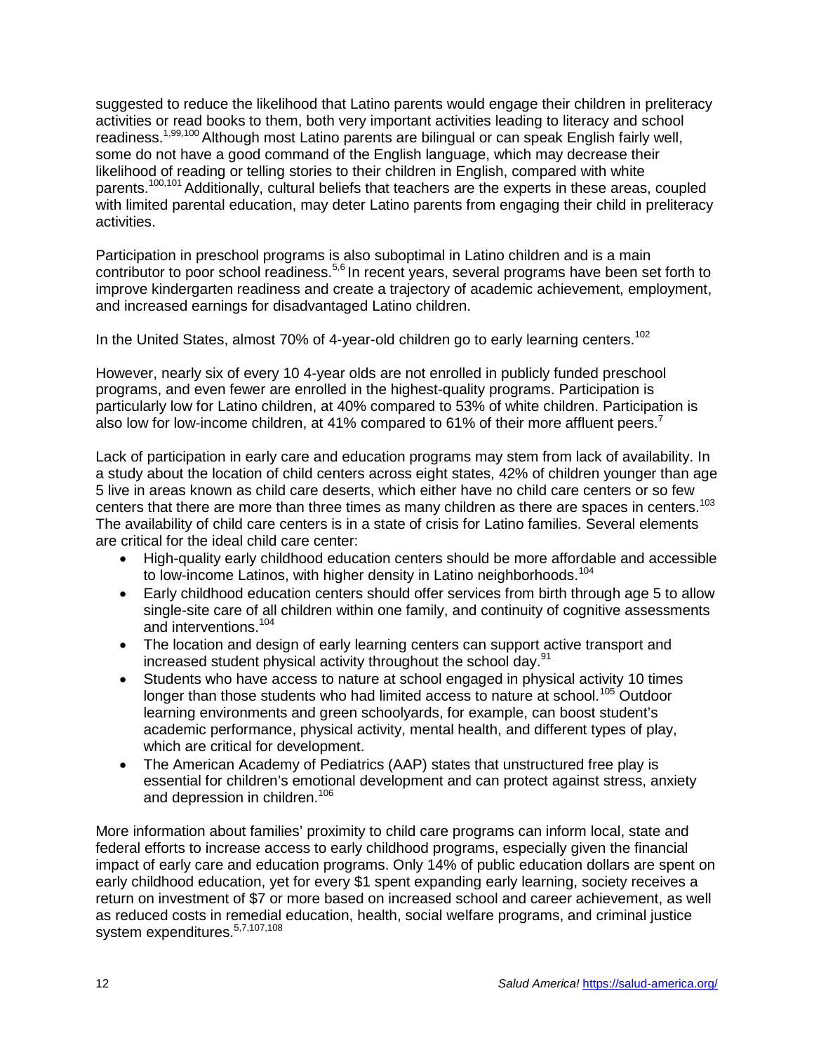suggested to reduce the likelihood that Latino parents would engage their children in preliteracy activities or read books to them, both very important activities leading to literacy and school readiness.[1,99,100] Although most Latino parents are bilingual or can speak English fairly well, some do not have a good command of the English language, which may decrease their likelihood of reading or telling stories to their children in English, compared with white parents.[100,101] Additionally, cultural beliefs that teachers are the experts in these areas, coupled with limited parental education, may deter Latino parents from engaging their child in preliteracy activities.

Participation in preschool programs is also suboptimal in Latino children and is a main contributor to poor school readiness.[5,6] In recent years, several programs have been set forth to improve kindergarten readiness and create a trajectory of academic achievement, employment, and increased earnings for disadvantaged Latino children.

In the United States, almost 70% of 4-year-old children go to early learning centers.[102]

However, nearly six of every 10 4-year olds are not enrolled in publicly funded preschool programs, and even fewer are enrolled in the highest-quality programs. Participation is particularly low for Latino children, at 40% compared to 53% of white children. Participation is also low for low-income children, at 41% compared to 61% of their more affluent peers.[7]

Lack of participation in early care and education programs may stem from lack of availability. In a study about the location of child centers across eight states, 42% of children younger than age 5 live in areas known as child care deserts, which either have no child care centers or so few centers that there are more than three times as many children as there are spaces in centers.[103] The availability of child care centers is in a state of crisis for Latino families. Several elements are critical for the ideal child care center:

- High-quality early childhood education centers should be more affordable and accessible to low-income Latinos, with higher density in Latino neighborhoods.[104]
- Early childhood education centers should offer services from birth through age 5 to allow single-site care of all children within one family, and continuity of cognitive assessments and interventions.[104]
- The location and design of early learning centers can support active transport and increased student physical activity throughout the school day.[91]
- Students who have access to nature at school engaged in physical activity 10 times longer than those students who had limited access to nature at school.[105] Outdoor learning environments and green schoolyards, for example, can boost student's academic performance, physical activity, mental health, and different types of play, which are critical for development.
- The American Academy of Pediatrics (AAP) states that unstructured free play is essential for children's emotional development and can protect against stress, anxiety and depression in children.[106]

More information about families' proximity to child care programs can inform local, state and federal efforts to increase access to early childhood programs, especially given the financial impact of early care and education programs. Only 14% of public education dollars are spent on early childhood education, yet for every $1 spent expanding early learning, society receives a return on investment of $7 or more based on increased school and career achievement, as well as reduced costs in remedial education, health, social welfare programs, and criminal justice system expenditures.[5,7,107,108]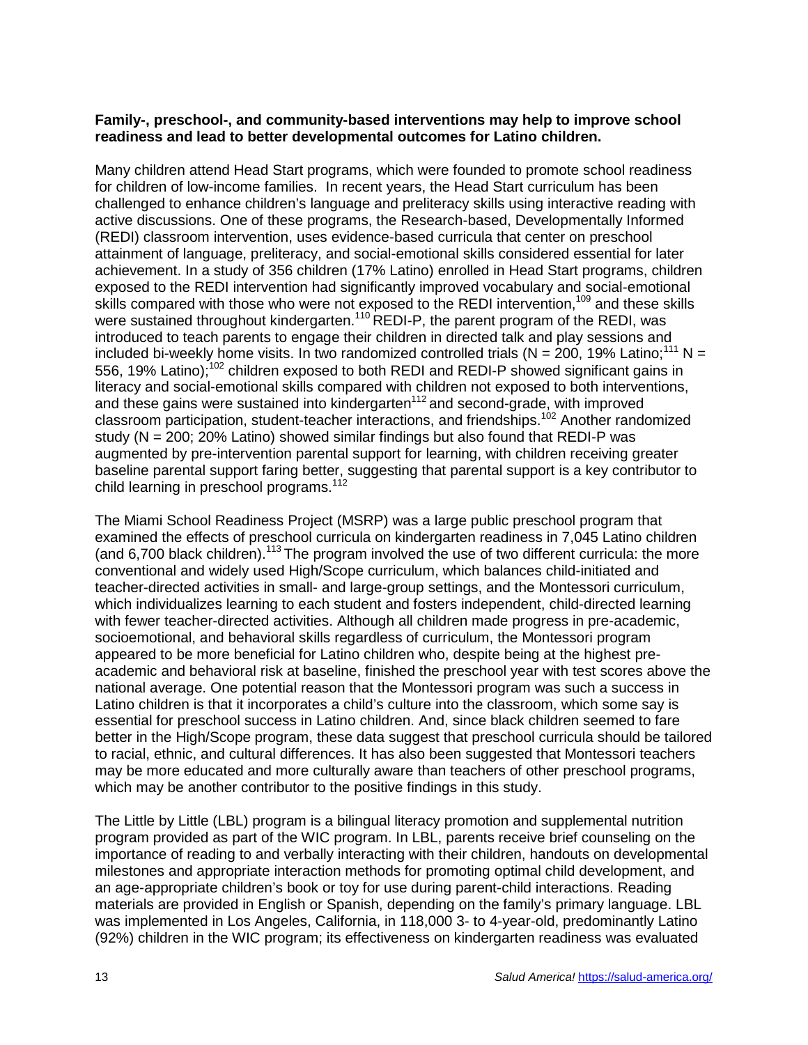**Family-, preschool-, and community-based interventions may help to improve school readiness and lead to better developmental outcomes for Latino children.**

Many children attend Head Start programs, which were founded to promote school readiness for children of low-income families. In recent years, the Head Start curriculum has been challenged to enhance children's language and preliteracy skills using interactive reading with active discussions. One of these programs, the Research-based, Developmentally Informed (REDI) classroom intervention, uses evidence-based curricula that center on preschool attainment of language, preliteracy, and social-emotional skills considered essential for later achievement. In a study of 356 children (17% Latino) enrolled in Head Start programs, children exposed to the REDI intervention had significantly improved vocabulary and social-emotional skills compared with those who were not exposed to the REDI intervention,[109] and these skills were sustained throughout kindergarten.[110] REDI-P, the parent program of the REDI, was introduced to teach parents to engage their children in directed talk and play sessions and included bi-weekly home visits. In two randomized controlled trials (N = 200, 19% Latino;[111] N = 556, 19% Latino);[102] children exposed to both REDI and REDI-P showed significant gains in literacy and social-emotional skills compared with children not exposed to both interventions, and these gains were sustained into kindergarten[112] and second-grade, with improved classroom participation, student-teacher interactions, and friendships.[102] Another randomized study (N = 200; 20% Latino) showed similar findings but also found that REDI-P was augmented by pre-intervention parental support for learning, with children receiving greater baseline parental support faring better, suggesting that parental support is a key contributor to child learning in preschool programs.[112]

The Miami School Readiness Project (MSRP) was a large public preschool program that examined the effects of preschool curricula on kindergarten readiness in 7,045 Latino children (and 6,700 black children).[113] The program involved the use of two different curricula: the more conventional and widely used High/Scope curriculum, which balances child-initiated and teacher-directed activities in small- and large-group settings, and the Montessori curriculum, which individualizes learning to each student and fosters independent, child-directed learning with fewer teacher-directed activities. Although all children made progress in pre-academic, socioemotional, and behavioral skills regardless of curriculum, the Montessori program appeared to be more beneficial for Latino children who, despite being at the highest pre-academic and behavioral risk at baseline, finished the preschool year with test scores above the national average. One potential reason that the Montessori program was such a success in Latino children is that it incorporates a child's culture into the classroom, which some say is essential for preschool success in Latino children. And, since black children seemed to fare better in the High/Scope program, these data suggest that preschool curricula should be tailored to racial, ethnic, and cultural differences. It has also been suggested that Montessori teachers may be more educated and more culturally aware than teachers of other preschool programs, which may be another contributor to the positive findings in this study.

The Little by Little (LBL) program is a bilingual literacy promotion and supplemental nutrition program provided as part of the WIC program. In LBL, parents receive brief counseling on the importance of reading to and verbally interacting with their children, handouts on developmental milestones and appropriate interaction methods for promoting optimal child development, and an age-appropriate children's book or toy for use during parent-child interactions. Reading materials are provided in English or Spanish, depending on the family's primary language. LBL was implemented in Los Angeles, California, in 118,000 3- to 4-year-old, predominantly Latino (92%) children in the WIC program; its effectiveness on kindergarten readiness was evaluated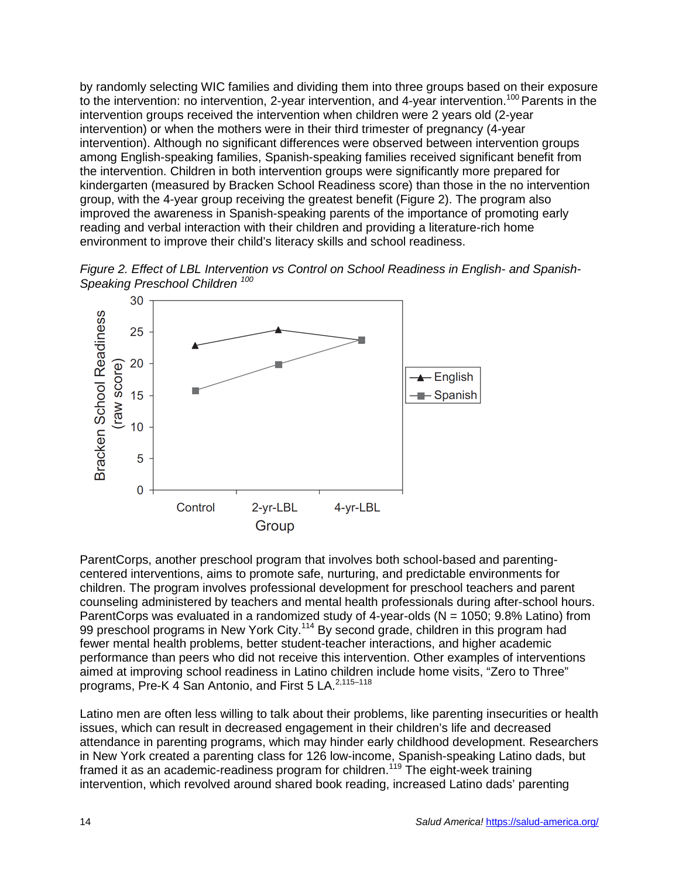by randomly selecting WIC families and dividing them into three groups based on their exposure to the intervention: no intervention, 2-year intervention, and 4-year intervention.[100] Parents in the intervention groups received the intervention when children were 2 years old (2-year intervention) or when the mothers were in their third trimester of pregnancy (4-year intervention). Although no significant differences were observed between intervention groups among English-speaking families, Spanish-speaking families received significant benefit from the intervention. Children in both intervention groups were significantly more prepared for kindergarten (measured by Bracken School Readiness score) than those in the no intervention group, with the 4-year group receiving the greatest benefit (Figure 2). The program also improved the awareness in Spanish-speaking parents of the importance of promoting early reading and verbal interaction with their children and providing a literature-rich home environment to improve their child's literacy skills and school readiness.

*Figure 2. Effect of LBL Intervention vs Control on School Readiness in English- and Spanish-Speaking Preschool Children [100]*

ParentCorps, another preschool program that involves both school-based and parenting-centered interventions, aims to promote safe, nurturing, and predictable environments for children. The program involves professional development for preschool teachers and parent counseling administered by teachers and mental health professionals during after-school hours. ParentCorps was evaluated in a randomized study of 4-year-olds (N = 1050; 9.8% Latino) from 99 preschool programs in New York City.[114] By second grade, children in this program had fewer mental health problems, better student-teacher interactions, and higher academic performance than peers who did not receive this intervention. Other examples of interventions aimed at improving school readiness in Latino children include home visits, "Zero to Three" programs, Pre-K 4 San Antonio, and First 5 LA.[2,115–118]

Latino men are often less willing to talk about their problems, like parenting insecurities or health issues, which can result in decreased engagement in their children's life and decreased attendance in parenting programs, which may hinder early childhood development. Researchers in New York created a parenting class for 126 low-income, Spanish-speaking Latino dads, but framed it as an academic-readiness program for children.[119] The eight-week training intervention, which revolved around shared book reading, increased Latino dads' parenting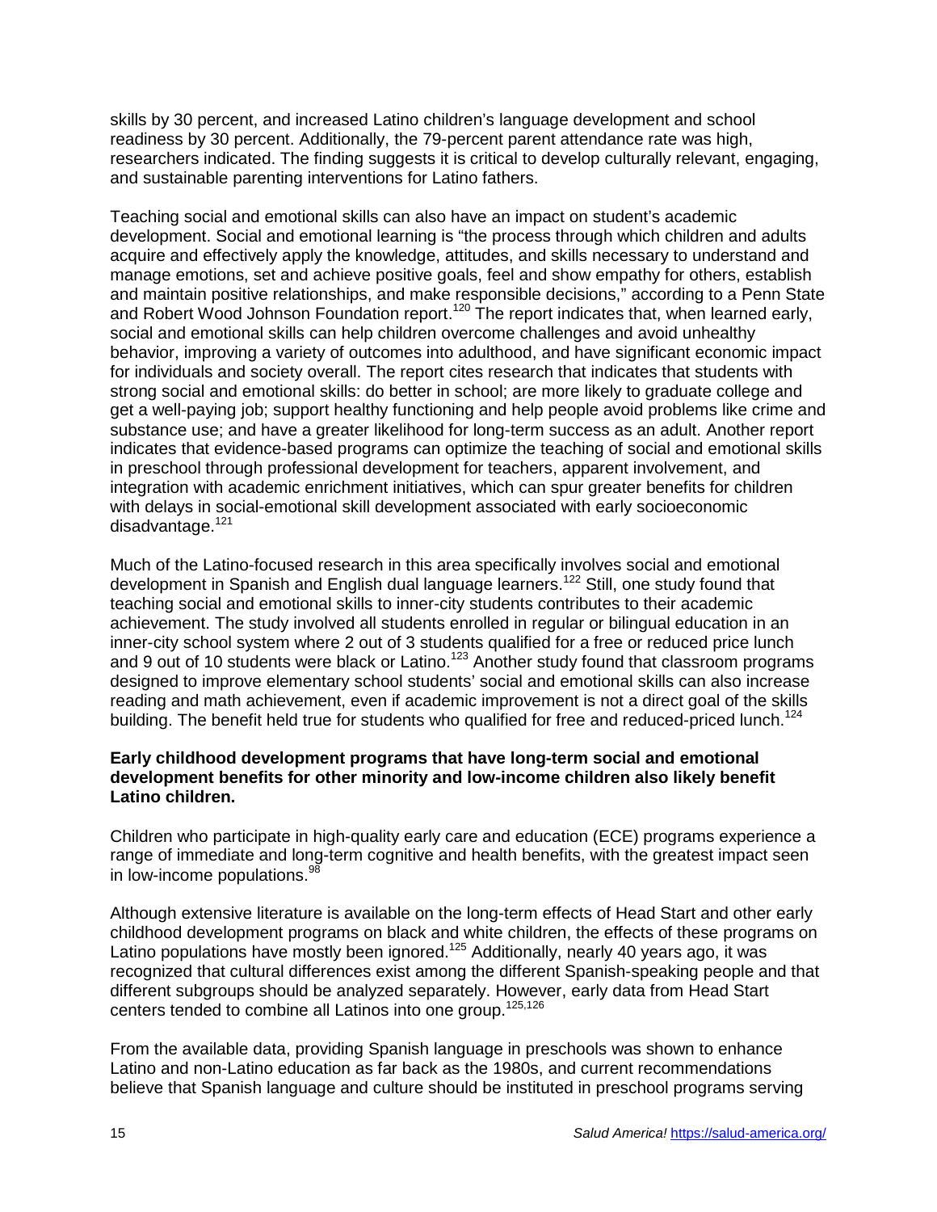skills by 30 percent, and increased Latino children's language development and school readiness by 30 percent. Additionally, the 79-percent parent attendance rate was high, researchers indicated. The finding suggests it is critical to develop culturally relevant, engaging, and sustainable parenting interventions for Latino fathers.

Teaching social and emotional skills can also have an impact on student's academic development. Social and emotional learning is "the process through which children and adults acquire and effectively apply the knowledge, attitudes, and skills necessary to understand and manage emotions, set and achieve positive goals, feel and show empathy for others, establish and maintain positive relationships, and make responsible decisions," according to a Penn State and Robert Wood Johnson Foundation report.[120] The report indicates that, when learned early, social and emotional skills can help children overcome challenges and avoid unhealthy behavior, improving a variety of outcomes into adulthood, and have significant economic impact for individuals and society overall. The report cites research that indicates that students with strong social and emotional skills: do better in school; are more likely to graduate college and get a well-paying job; support healthy functioning and help people avoid problems like crime and substance use; and have a greater likelihood for long-term success as an adult. Another report indicates that evidence-based programs can optimize the teaching of social and emotional skills in preschool through professional development for teachers, apparent involvement, and integration with academic enrichment initiatives, which can spur greater benefits for children with delays in social-emotional skill development associated with early socioeconomic disadvantage.[121]

Much of the Latino-focused research in this area specifically involves social and emotional development in Spanish and English dual language learners.[122] Still, one study found that teaching social and emotional skills to inner-city students contributes to their academic achievement. The study involved all students enrolled in regular or bilingual education in an inner-city school system where 2 out of 3 students qualified for a free or reduced price lunch and 9 out of 10 students were black or Latino.[123] Another study found that classroom programs designed to improve elementary school students' social and emotional skills can also increase reading and math achievement, even if academic improvement is not a direct goal of the skills building. The benefit held true for students who qualified for free and reduced-priced lunch.[124]

**Early childhood development programs that have long-term social and emotional development benefits for other minority and low-income children also likely benefit Latino children.**

Children who participate in high-quality early care and education (ECE) programs experience a range of immediate and long-term cognitive and health benefits, with the greatest impact seen in low-income populations.[98]

Although extensive literature is available on the long-term effects of Head Start and other early childhood development programs on black and white children, the effects of these programs on Latino populations have mostly been ignored.[125] Additionally, nearly 40 years ago, it was recognized that cultural differences exist among the different Spanish-speaking people and that different subgroups should be analyzed separately. However, early data from Head Start centers tended to combine all Latinos into one group.[125,126]

From the available data, providing Spanish language in preschools was shown to enhance Latino and non-Latino education as far back as the 1980s, and current recommendations believe that Spanish language and culture should be instituted in preschool programs serving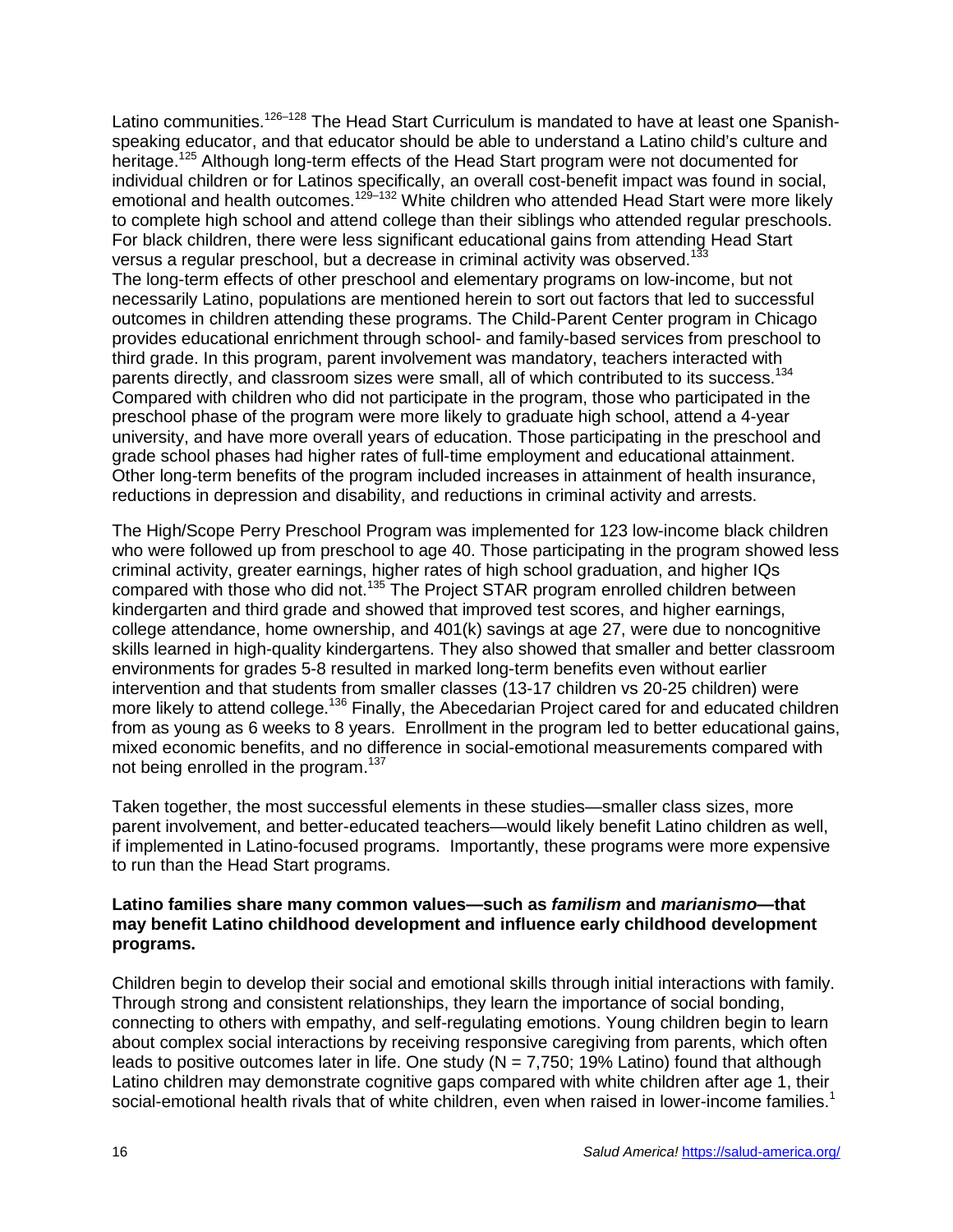Latino communities.[126–128] The Head Start Curriculum is mandated to have at least one Spanish-speaking educator, and that educator should be able to understand a Latino child's culture and heritage.[125] Although long-term effects of the Head Start program were not documented for individual children or for Latinos specifically, an overall cost-benefit impact was found in social, emotional and health outcomes.[129–132] White children who attended Head Start were more likely to complete high school and attend college than their siblings who attended regular preschools. For black children, there were less significant educational gains from attending Head Start versus a regular preschool, but a decrease in criminal activity was observed.[133]

The long-term effects of other preschool and elementary programs on low-income, but not necessarily Latino, populations are mentioned herein to sort out factors that led to successful outcomes in children attending these programs. The Child-Parent Center program in Chicago provides educational enrichment through school- and family-based services from preschool to third grade. In this program, parent involvement was mandatory, teachers interacted with parents directly, and classroom sizes were small, all of which contributed to its success.[134] Compared with children who did not participate in the program, those who participated in the preschool phase of the program were more likely to graduate high school, attend a 4-year university, and have more overall years of education. Those participating in the preschool and grade school phases had higher rates of full-time employment and educational attainment. Other long-term benefits of the program included increases in attainment of health insurance, reductions in depression and disability, and reductions in criminal activity and arrests.

The High/Scope Perry Preschool Program was implemented for 123 low-income black children who were followed up from preschool to age 40. Those participating in the program showed less criminal activity, greater earnings, higher rates of high school graduation, and higher IQs compared with those who did not.[135] The Project STAR program enrolled children between kindergarten and third grade and showed that improved test scores, and higher earnings, college attendance, home ownership, and 401(k) savings at age 27, were due to noncognitive skills learned in high-quality kindergartens. They also showed that smaller and better classroom environments for grades 5-8 resulted in marked long-term benefits even without earlier intervention and that students from smaller classes (13-17 children vs 20-25 children) were more likely to attend college.[136] Finally, the Abecedarian Project cared for and educated children from as young as 6 weeks to 8 years. Enrollment in the program led to better educational gains, mixed economic benefits, and no difference in social-emotional measurements compared with not being enrolled in the program.[137]

Taken together, the most successful elements in these studies—smaller class sizes, more parent involvement, and better-educated teachers—would likely benefit Latino children as well, if implemented in Latino-focused programs. Importantly, these programs were more expensive to run than the Head Start programs.

**Latino families share many common values—such as *familism* and *marianismo*—that may benefit Latino childhood development and influence early childhood development programs.**

Children begin to develop their social and emotional skills through initial interactions with family. Through strong and consistent relationships, they learn the importance of social bonding, connecting to others with empathy, and self-regulating emotions. Young children begin to learn about complex social interactions by receiving responsive caregiving from parents, which often leads to positive outcomes later in life. One study (N = 7,750; 19% Latino) found that although Latino children may demonstrate cognitive gaps compared with white children after age 1, their social-emotional health rivals that of white children, even when raised in lower-income families.[1]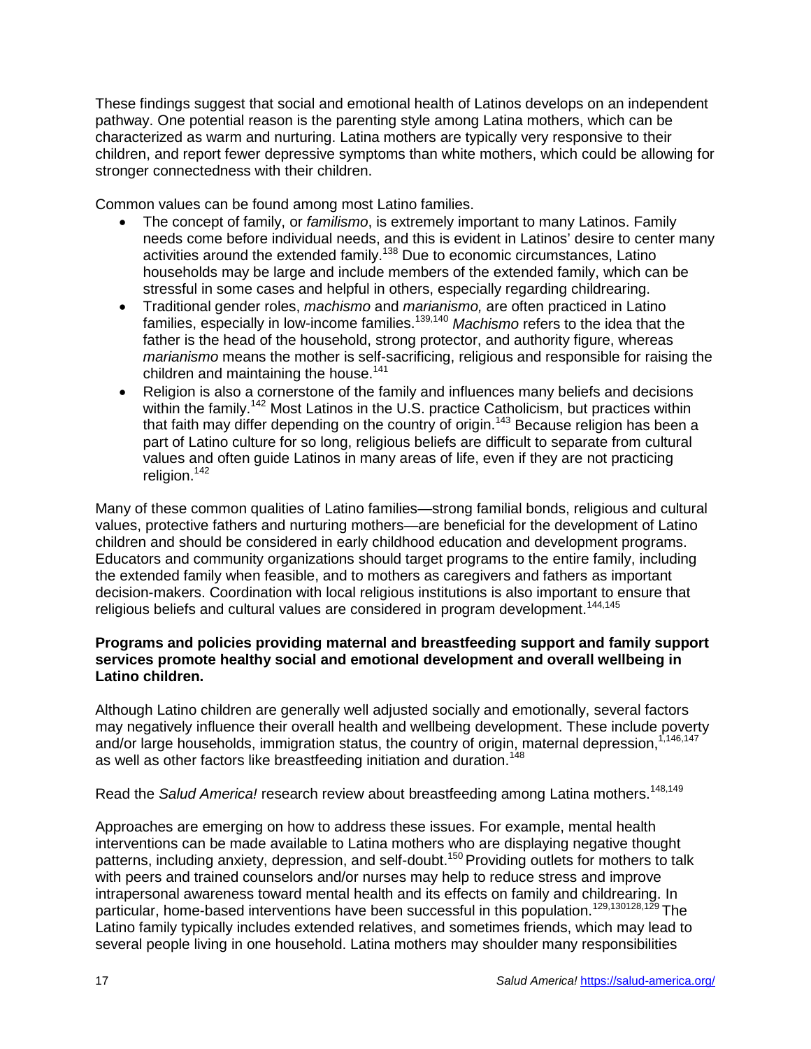These findings suggest that social and emotional health of Latinos develops on an independent pathway. One potential reason is the parenting style among Latina mothers, which can be characterized as warm and nurturing. Latina mothers are typically very responsive to their children, and report fewer depressive symptoms than white mothers, which could be allowing for stronger connectedness with their children.

Common values can be found among most Latino families.

- The concept of family, or *familismo*, is extremely important to many Latinos. Family needs come before individual needs, and this is evident in Latinos' desire to center many activities around the extended family.[138] Due to economic circumstances, Latino households may be large and include members of the extended family, which can be stressful in some cases and helpful in others, especially regarding childrearing.
- Traditional gender roles, *machismo* and *marianismo,* are often practiced in Latino families, especially in low-income families.[139,140] *Machismo* refers to the idea that the father is the head of the household, strong protector, and authority figure, whereas *marianismo* means the mother is self-sacrificing, religious and responsible for raising the children and maintaining the house.[141]
- Religion is also a cornerstone of the family and influences many beliefs and decisions within the family.[142] Most Latinos in the U.S. practice Catholicism, but practices within that faith may differ depending on the country of origin.[143] Because religion has been a part of Latino culture for so long, religious beliefs are difficult to separate from cultural values and often guide Latinos in many areas of life, even if they are not practicing religion.[142]

Many of these common qualities of Latino families—strong familial bonds, religious and cultural values, protective fathers and nurturing mothers—are beneficial for the development of Latino children and should be considered in early childhood education and development programs. Educators and community organizations should target programs to the entire family, including the extended family when feasible, and to mothers as caregivers and fathers as important decision-makers. Coordination with local religious institutions is also important to ensure that religious beliefs and cultural values are considered in program development.[144,145]

**Programs and policies providing maternal and breastfeeding support and family support services promote healthy social and emotional development and overall wellbeing in Latino children.**

Although Latino children are generally well adjusted socially and emotionally, several factors may negatively influence their overall health and wellbeing development. These include poverty and/or large households, immigration status, the country of origin, maternal depression,[1,146,147] as well as other factors like breastfeeding initiation and duration.[148]

Read the *Salud America!* research review about breastfeeding among Latina mothers.[148,149]

Approaches are emerging on how to address these issues. For example, mental health interventions can be made available to Latina mothers who are displaying negative thought patterns, including anxiety, depression, and self-doubt.[150] Providing outlets for mothers to talk with peers and trained counselors and/or nurses may help to reduce stress and improve intrapersonal awareness toward mental health and its effects on family and childrearing. In particular, home-based interventions have been successful in this population.[129,130128,129] The Latino family typically includes extended relatives, and sometimes friends, which may lead to several people living in one household. Latina mothers may shoulder many responsibilities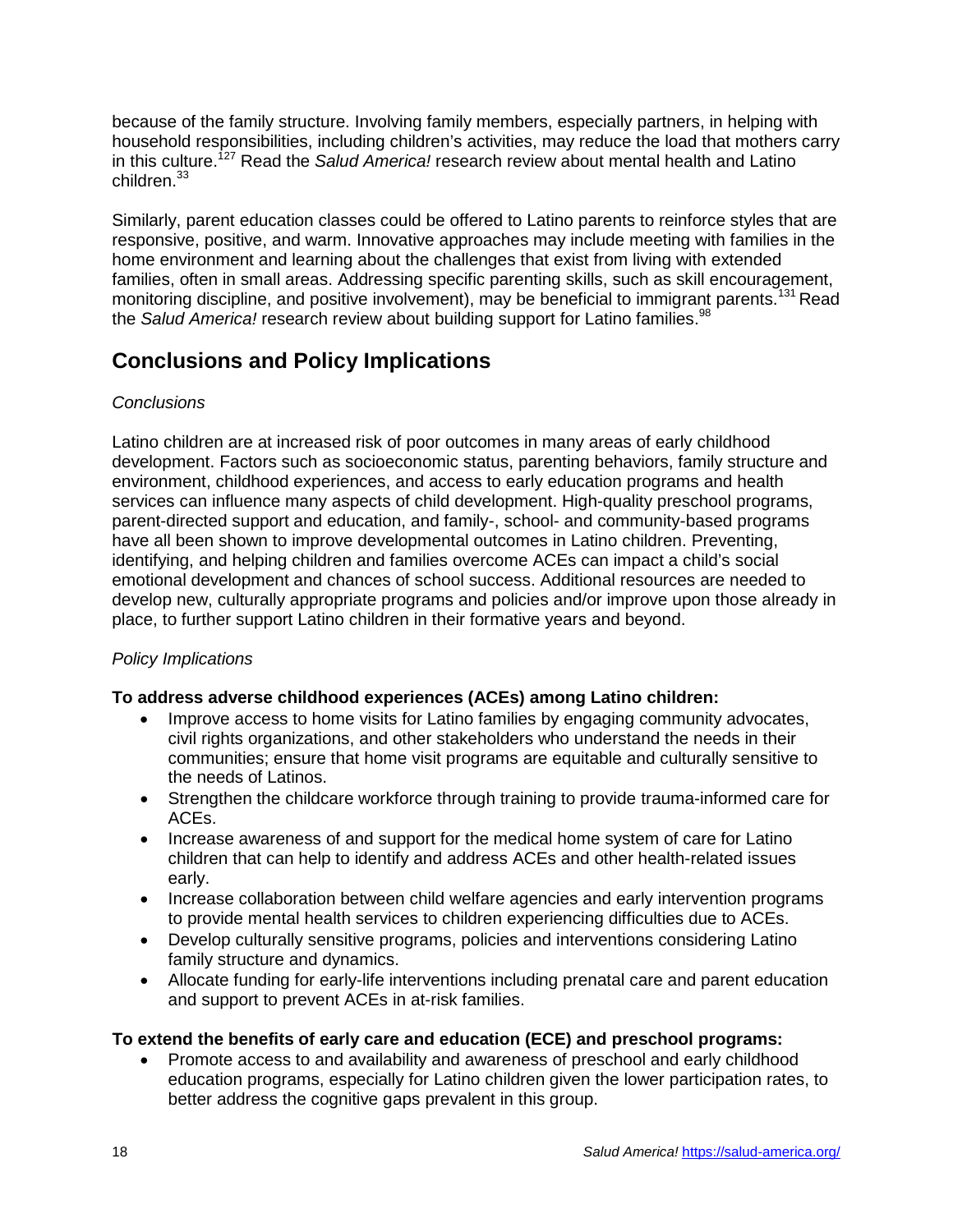because of the family structure. Involving family members, especially partners, in helping with household responsibilities, including children's activities, may reduce the load that mothers carry in this culture.[127] Read the *Salud America!* research review about mental health and Latino children.[33]

Similarly, parent education classes could be offered to Latino parents to reinforce styles that are responsive, positive, and warm. Innovative approaches may include meeting with families in the home environment and learning about the challenges that exist from living with extended families, often in small areas. Addressing specific parenting skills, such as skill encouragement, monitoring discipline, and positive involvement), may be beneficial to immigrant parents.[131] Read the *Salud America!* research review about building support for Latino families.[98]

## Conclusions and Policy Implications

*Conclusions*

Latino children are at increased risk of poor outcomes in many areas of early childhood development. Factors such as socioeconomic status, parenting behaviors, family structure and environment, childhood experiences, and access to early education programs and health services can influence many aspects of child development. High-quality preschool programs, parent-directed support and education, and family-, school- and community-based programs have all been shown to improve developmental outcomes in Latino children. Preventing, identifying, and helping children and families overcome ACEs can impact a child's social emotional development and chances of school success. Additional resources are needed to develop new, culturally appropriate programs and policies and/or improve upon those already in place, to further support Latino children in their formative years and beyond.

*Policy Implications*

**To address adverse childhood experiences (ACEs) among Latino children:**

- Improve access to home visits for Latino families by engaging community advocates, civil rights organizations, and other stakeholders who understand the needs in their communities; ensure that home visit programs are equitable and culturally sensitive to the needs of Latinos.
- Strengthen the childcare workforce through training to provide trauma-informed care for ACEs.
- Increase awareness of and support for the medical home system of care for Latino children that can help to identify and address ACEs and other health-related issues early.
- Increase collaboration between child welfare agencies and early intervention programs to provide mental health services to children experiencing difficulties due to ACEs.
- Develop culturally sensitive programs, policies and interventions considering Latino family structure and dynamics.
- Allocate funding for early-life interventions including prenatal care and parent education and support to prevent ACEs in at-risk families.

**To extend the benefits of early care and education (ECE) and preschool programs:**

- Promote access to and availability and awareness of preschool and early childhood education programs, especially for Latino children given the lower participation rates, to better address the cognitive gaps prevalent in this group.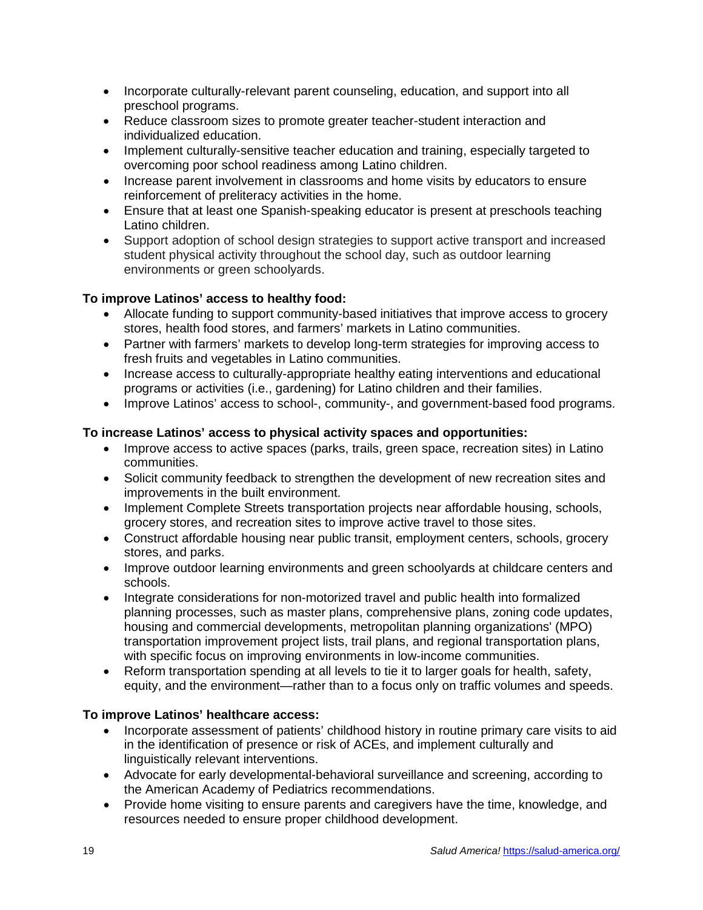- Incorporate culturally-relevant parent counseling, education, and support into all preschool programs.
- Reduce classroom sizes to promote greater teacher-student interaction and individualized education.
- Implement culturally-sensitive teacher education and training, especially targeted to overcoming poor school readiness among Latino children.
- Increase parent involvement in classrooms and home visits by educators to ensure reinforcement of preliteracy activities in the home.
- Ensure that at least one Spanish-speaking educator is present at preschools teaching Latino children.
- Support adoption of school design strategies to support active transport and increased student physical activity throughout the school day, such as outdoor learning environments or green schoolyards.

**To improve Latinos' access to healthy food:**

- Allocate funding to support community-based initiatives that improve access to grocery stores, health food stores, and farmers' markets in Latino communities.
- Partner with farmers' markets to develop long-term strategies for improving access to fresh fruits and vegetables in Latino communities.
- Increase access to culturally-appropriate healthy eating interventions and educational programs or activities (i.e., gardening) for Latino children and their families.
- Improve Latinos' access to school-, community-, and government-based food programs.

**To increase Latinos' access to physical activity spaces and opportunities:**

- Improve access to active spaces (parks, trails, green space, recreation sites) in Latino communities.
- Solicit community feedback to strengthen the development of new recreation sites and improvements in the built environment.
- Implement Complete Streets transportation projects near affordable housing, schools, grocery stores, and recreation sites to improve active travel to those sites.
- Construct affordable housing near public transit, employment centers, schools, grocery stores, and parks.
- Improve outdoor learning environments and green schoolyards at childcare centers and schools.
- Integrate considerations for non-motorized travel and public health into formalized planning processes, such as master plans, comprehensive plans, zoning code updates, housing and commercial developments, metropolitan planning organizations' (MPO) transportation improvement project lists, trail plans, and regional transportation plans, with specific focus on improving environments in low-income communities.
- Reform transportation spending at all levels to tie it to larger goals for health, safety, equity, and the environment—rather than to a focus only on traffic volumes and speeds.

**To improve Latinos' healthcare access:**

- Incorporate assessment of patients' childhood history in routine primary care visits to aid in the identification of presence or risk of ACEs, and implement culturally and linguistically relevant interventions.
- Advocate for early developmental-behavioral surveillance and screening, according to the American Academy of Pediatrics recommendations.
- Provide home visiting to ensure parents and caregivers have the time, knowledge, and resources needed to ensure proper childhood development.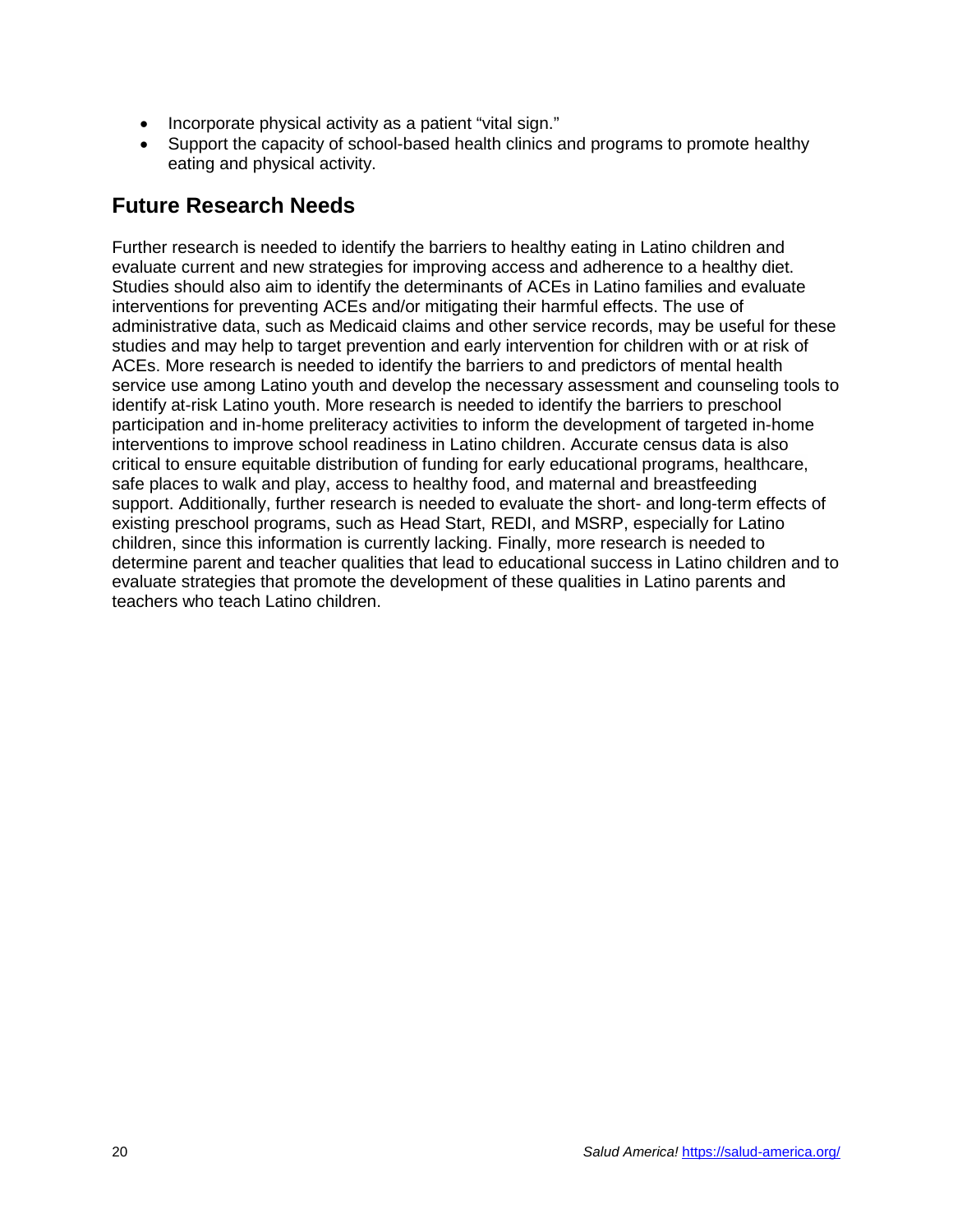- Incorporate physical activity as a patient "vital sign."
- Support the capacity of school-based health clinics and programs to promote healthy eating and physical activity.

## Future Research Needs

Further research is needed to identify the barriers to healthy eating in Latino children and evaluate current and new strategies for improving access and adherence to a healthy diet. Studies should also aim to identify the determinants of ACEs in Latino families and evaluate interventions for preventing ACEs and/or mitigating their harmful effects. The use of administrative data, such as Medicaid claims and other service records, may be useful for these studies and may help to target prevention and early intervention for children with or at risk of ACEs. More research is needed to identify the barriers to and predictors of mental health service use among Latino youth and develop the necessary assessment and counseling tools to identify at-risk Latino youth. More research is needed to identify the barriers to preschool participation and in-home preliteracy activities to inform the development of targeted in-home interventions to improve school readiness in Latino children. Accurate census data is also critical to ensure equitable distribution of funding for early educational programs, healthcare, safe places to walk and play, access to healthy food, and maternal and breastfeeding support. Additionally, further research is needed to evaluate the short- and long-term effects of existing preschool programs, such as Head Start, REDI, and MSRP, especially for Latino children, since this information is currently lacking. Finally, more research is needed to determine parent and teacher qualities that lead to educational success in Latino children and to evaluate strategies that promote the development of these qualities in Latino parents and teachers who teach Latino children.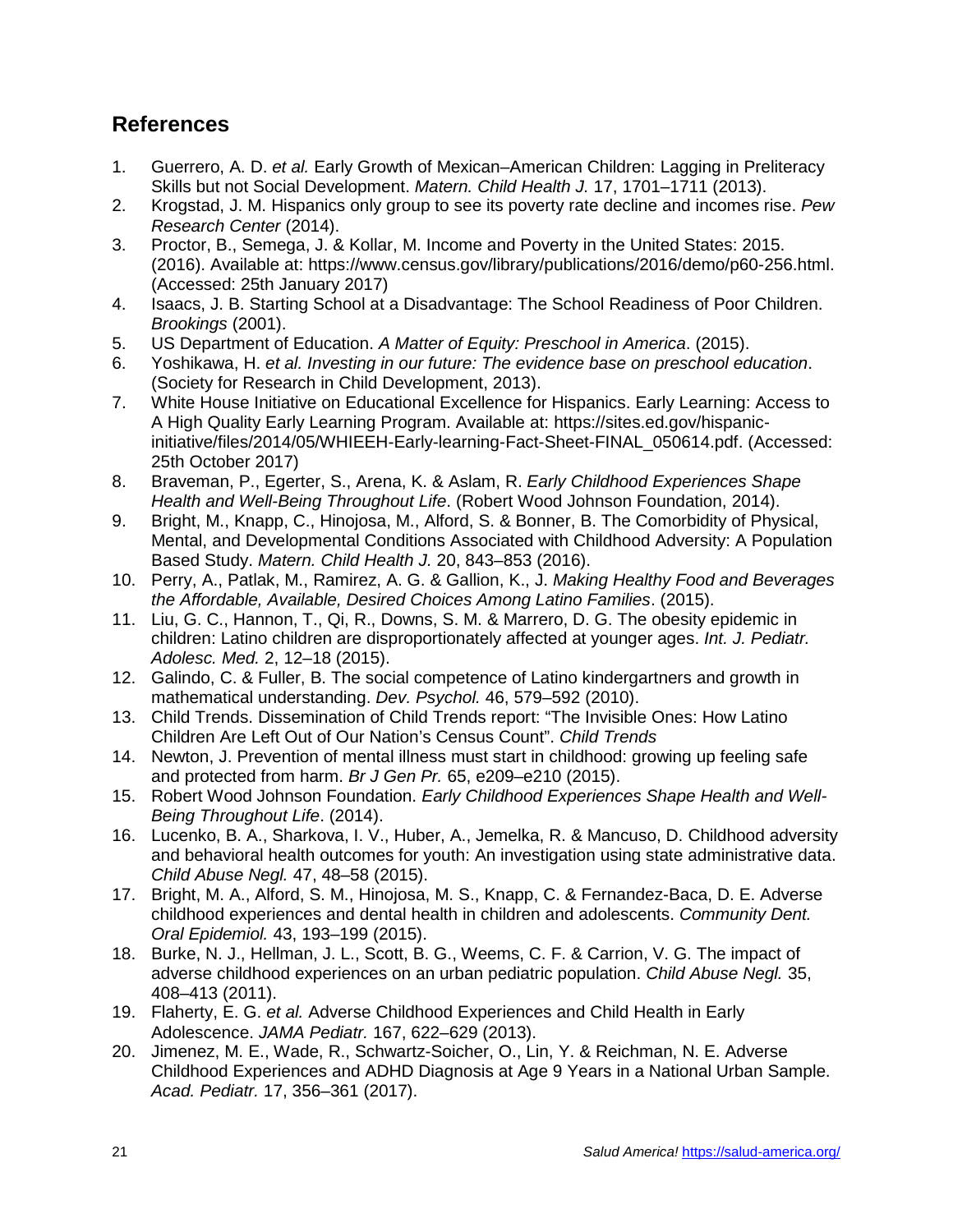## References

1. Guerrero, A. D. *et al.* Early Growth of Mexican–American Children: Lagging in Preliteracy Skills but not Social Development. *Matern. Child Health J.* 17, 1701–1711 (2013).
2. Krogstad, J. M. Hispanics only group to see its poverty rate decline and incomes rise. *Pew Research Center* (2014).
3. Proctor, B., Semega, J. & Kollar, M. Income and Poverty in the United States: 2015. (2016). Available at: https://www.census.gov/library/publications/2016/demo/p60-256.html. (Accessed: 25th January 2017)
4. Isaacs, J. B. Starting School at a Disadvantage: The School Readiness of Poor Children. *Brookings* (2001).
5. US Department of Education. *A Matter of Equity: Preschool in America*. (2015).
6. Yoshikawa, H. *et al. Investing in our future: The evidence base on preschool education*. (Society for Research in Child Development, 2013).
7. White House Initiative on Educational Excellence for Hispanics. Early Learning: Access to A High Quality Early Learning Program. Available at: https://sites.ed.gov/hispanic-initiative/files/2014/05/WHIEEH-Early-learning-Fact-Sheet-FINAL_050614.pdf. (Accessed: 25th October 2017)
8. Braveman, P., Egerter, S., Arena, K. & Aslam, R. *Early Childhood Experiences Shape Health and Well-Being Throughout Life*. (Robert Wood Johnson Foundation, 2014).
9. Bright, M., Knapp, C., Hinojosa, M., Alford, S. & Bonner, B. The Comorbidity of Physical, Mental, and Developmental Conditions Associated with Childhood Adversity: A Population Based Study. *Matern. Child Health J.* 20, 843–853 (2016).
10. Perry, A., Patlak, M., Ramirez, A. G. & Gallion, K., J. *Making Healthy Food and Beverages the Affordable, Available, Desired Choices Among Latino Families*. (2015).
11. Liu, G. C., Hannon, T., Qi, R., Downs, S. M. & Marrero, D. G. The obesity epidemic in children: Latino children are disproportionately affected at younger ages. *Int. J. Pediatr. Adolesc. Med.* 2, 12–18 (2015).
12. Galindo, C. & Fuller, B. The social competence of Latino kindergartners and growth in mathematical understanding. *Dev. Psychol.* 46, 579–592 (2010).
13. Child Trends. Dissemination of Child Trends report: "The Invisible Ones: How Latino Children Are Left Out of Our Nation's Census Count". *Child Trends*
14. Newton, J. Prevention of mental illness must start in childhood: growing up feeling safe and protected from harm. *Br J Gen Pr.* 65, e209–e210 (2015).
15. Robert Wood Johnson Foundation. *Early Childhood Experiences Shape Health and Well-Being Throughout Life*. (2014).
16. Lucenko, B. A., Sharkova, I. V., Huber, A., Jemelka, R. & Mancuso, D. Childhood adversity and behavioral health outcomes for youth: An investigation using state administrative data. *Child Abuse Negl.* 47, 48–58 (2015).
17. Bright, M. A., Alford, S. M., Hinojosa, M. S., Knapp, C. & Fernandez-Baca, D. E. Adverse childhood experiences and dental health in children and adolescents. *Community Dent. Oral Epidemiol.* 43, 193–199 (2015).
18. Burke, N. J., Hellman, J. L., Scott, B. G., Weems, C. F. & Carrion, V. G. The impact of adverse childhood experiences on an urban pediatric population. *Child Abuse Negl.* 35, 408–413 (2011).
19. Flaherty, E. G. *et al.* Adverse Childhood Experiences and Child Health in Early Adolescence. *JAMA Pediatr.* 167, 622–629 (2013).
20. Jimenez, M. E., Wade, R., Schwartz-Soicher, O., Lin, Y. & Reichman, N. E. Adverse Childhood Experiences and ADHD Diagnosis at Age 9 Years in a National Urban Sample. *Acad. Pediatr.* 17, 356–361 (2017).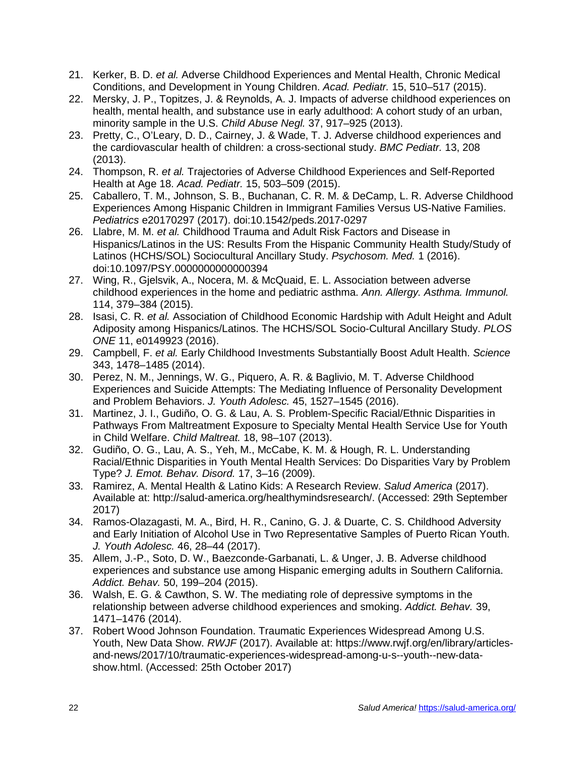21. Kerker, B. D. *et al.* Adverse Childhood Experiences and Mental Health, Chronic Medical Conditions, and Development in Young Children. *Acad. Pediatr.* 15, 510–517 (2015).
22. Mersky, J. P., Topitzes, J. & Reynolds, A. J. Impacts of adverse childhood experiences on health, mental health, and substance use in early adulthood: A cohort study of an urban, minority sample in the U.S. *Child Abuse Negl.* 37, 917–925 (2013).
23. Pretty, C., O'Leary, D. D., Cairney, J. & Wade, T. J. Adverse childhood experiences and the cardiovascular health of children: a cross-sectional study. *BMC Pediatr.* 13, 208 (2013).
24. Thompson, R. *et al.* Trajectories of Adverse Childhood Experiences and Self-Reported Health at Age 18. *Acad. Pediatr.* 15, 503–509 (2015).
25. Caballero, T. M., Johnson, S. B., Buchanan, C. R. M. & DeCamp, L. R. Adverse Childhood Experiences Among Hispanic Children in Immigrant Families Versus US-Native Families. *Pediatrics* e20170297 (2017). doi:10.1542/peds.2017-0297
26. Llabre, M. M. *et al.* Childhood Trauma and Adult Risk Factors and Disease in Hispanics/Latinos in the US: Results From the Hispanic Community Health Study/Study of Latinos (HCHS/SOL) Sociocultural Ancillary Study. *Psychosom. Med.* 1 (2016). doi:10.1097/PSY.0000000000000394
27. Wing, R., Gjelsvik, A., Nocera, M. & McQuaid, E. L. Association between adverse childhood experiences in the home and pediatric asthma. *Ann. Allergy. Asthma. Immunol.* 114, 379–384 (2015).
28. Isasi, C. R. *et al.* Association of Childhood Economic Hardship with Adult Height and Adult Adiposity among Hispanics/Latinos. The HCHS/SOL Socio-Cultural Ancillary Study. *PLOS ONE* 11, e0149923 (2016).
29. Campbell, F. *et al.* Early Childhood Investments Substantially Boost Adult Health. *Science* 343, 1478–1485 (2014).
30. Perez, N. M., Jennings, W. G., Piquero, A. R. & Baglivio, M. T. Adverse Childhood Experiences and Suicide Attempts: The Mediating Influence of Personality Development and Problem Behaviors. *J. Youth Adolesc.* 45, 1527–1545 (2016).
31. Martinez, J. I., Gudiño, O. G. & Lau, A. S. Problem-Specific Racial/Ethnic Disparities in Pathways From Maltreatment Exposure to Specialty Mental Health Service Use for Youth in Child Welfare. *Child Maltreat.* 18, 98–107 (2013).
32. Gudiño, O. G., Lau, A. S., Yeh, M., McCabe, K. M. & Hough, R. L. Understanding Racial/Ethnic Disparities in Youth Mental Health Services: Do Disparities Vary by Problem Type? *J. Emot. Behav. Disord.* 17, 3–16 (2009).
33. Ramirez, A. Mental Health & Latino Kids: A Research Review. *Salud America* (2017). Available at: http://salud-america.org/healthymindsresearch/. (Accessed: 29th September 2017)
34. Ramos-Olazagasti, M. A., Bird, H. R., Canino, G. J. & Duarte, C. S. Childhood Adversity and Early Initiation of Alcohol Use in Two Representative Samples of Puerto Rican Youth. *J. Youth Adolesc.* 46, 28–44 (2017).
35. Allem, J.-P., Soto, D. W., Baezconde-Garbanati, L. & Unger, J. B. Adverse childhood experiences and substance use among Hispanic emerging adults in Southern California. *Addict. Behav.* 50, 199–204 (2015).
36. Walsh, E. G. & Cawthon, S. W. The mediating role of depressive symptoms in the relationship between adverse childhood experiences and smoking. *Addict. Behav.* 39, 1471–1476 (2014).
37. Robert Wood Johnson Foundation. Traumatic Experiences Widespread Among U.S. Youth, New Data Show. *RWJF* (2017). Available at: https://www.rwjf.org/en/library/articles-and-news/2017/10/traumatic-experiences-widespread-among-u-s--youth--new-data-show.html. (Accessed: 25th October 2017)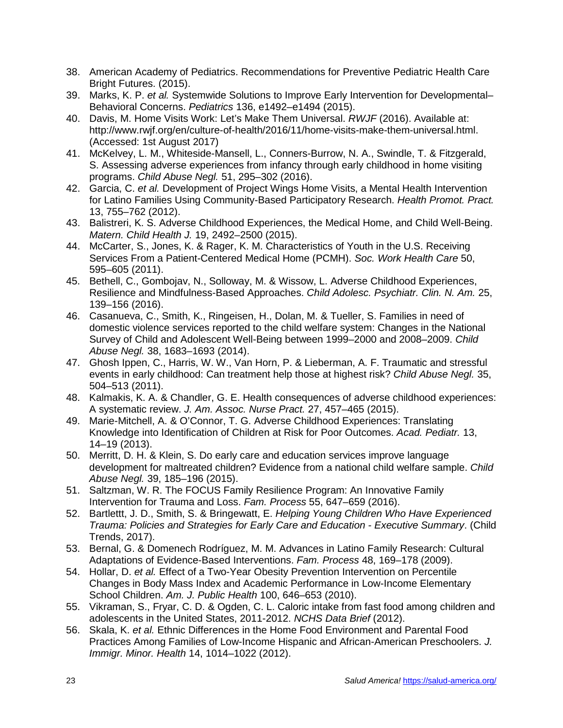38. American Academy of Pediatrics. Recommendations for Preventive Pediatric Health Care Bright Futures. (2015).
39. Marks, K. P. *et al.* Systemwide Solutions to Improve Early Intervention for Developmental–Behavioral Concerns. *Pediatrics* 136, e1492–e1494 (2015).
40. Davis, M. Home Visits Work: Let's Make Them Universal. *RWJF* (2016). Available at: http://www.rwjf.org/en/culture-of-health/2016/11/home-visits-make-them-universal.html. (Accessed: 1st August 2017)
41. McKelvey, L. M., Whiteside-Mansell, L., Conners-Burrow, N. A., Swindle, T. & Fitzgerald, S. Assessing adverse experiences from infancy through early childhood in home visiting programs. *Child Abuse Negl.* 51, 295–302 (2016).
42. Garcia, C. *et al.* Development of Project Wings Home Visits, a Mental Health Intervention for Latino Families Using Community-Based Participatory Research. *Health Promot. Pract.* 13, 755–762 (2012).
43. Balistreri, K. S. Adverse Childhood Experiences, the Medical Home, and Child Well-Being. *Matern. Child Health J.* 19, 2492–2500 (2015).
44. McCarter, S., Jones, K. & Rager, K. M. Characteristics of Youth in the U.S. Receiving Services From a Patient-Centered Medical Home (PCMH). *Soc. Work Health Care* 50, 595–605 (2011).
45. Bethell, C., Gombojav, N., Solloway, M. & Wissow, L. Adverse Childhood Experiences, Resilience and Mindfulness-Based Approaches. *Child Adolesc. Psychiatr. Clin. N. Am.* 25, 139–156 (2016).
46. Casanueva, C., Smith, K., Ringeisen, H., Dolan, M. & Tueller, S. Families in need of domestic violence services reported to the child welfare system: Changes in the National Survey of Child and Adolescent Well-Being between 1999–2000 and 2008–2009. *Child Abuse Negl.* 38, 1683–1693 (2014).
47. Ghosh Ippen, C., Harris, W. W., Van Horn, P. & Lieberman, A. F. Traumatic and stressful events in early childhood: Can treatment help those at highest risk? *Child Abuse Negl.* 35, 504–513 (2011).
48. Kalmakis, K. A. & Chandler, G. E. Health consequences of adverse childhood experiences: A systematic review. *J. Am. Assoc. Nurse Pract.* 27, 457–465 (2015).
49. Marie-Mitchell, A. & O'Connor, T. G. Adverse Childhood Experiences: Translating Knowledge into Identification of Children at Risk for Poor Outcomes. *Acad. Pediatr.* 13, 14–19 (2013).
50. Merritt, D. H. & Klein, S. Do early care and education services improve language development for maltreated children? Evidence from a national child welfare sample. *Child Abuse Negl.* 39, 185–196 (2015).
51. Saltzman, W. R. The FOCUS Family Resilience Program: An Innovative Family Intervention for Trauma and Loss. *Fam. Process* 55, 647–659 (2016).
52. Bartlettt, J. D., Smith, S. & Bringewatt, E. *Helping Young Children Who Have Experienced Trauma: Policies and Strategies for Early Care and Education - Executive Summary*. (Child Trends, 2017).
53. Bernal, G. & Domenech Rodríguez, M. M. Advances in Latino Family Research: Cultural Adaptations of Evidence-Based Interventions. *Fam. Process* 48, 169–178 (2009).
54. Hollar, D. *et al.* Effect of a Two-Year Obesity Prevention Intervention on Percentile Changes in Body Mass Index and Academic Performance in Low-Income Elementary School Children. *Am. J. Public Health* 100, 646–653 (2010).
55. Vikraman, S., Fryar, C. D. & Ogden, C. L. Caloric intake from fast food among children and adolescents in the United States, 2011-2012. *NCHS Data Brief* (2012).
56. Skala, K. *et al.* Ethnic Differences in the Home Food Environment and Parental Food Practices Among Families of Low-Income Hispanic and African-American Preschoolers. *J. Immigr. Minor. Health* 14, 1014–1022 (2012).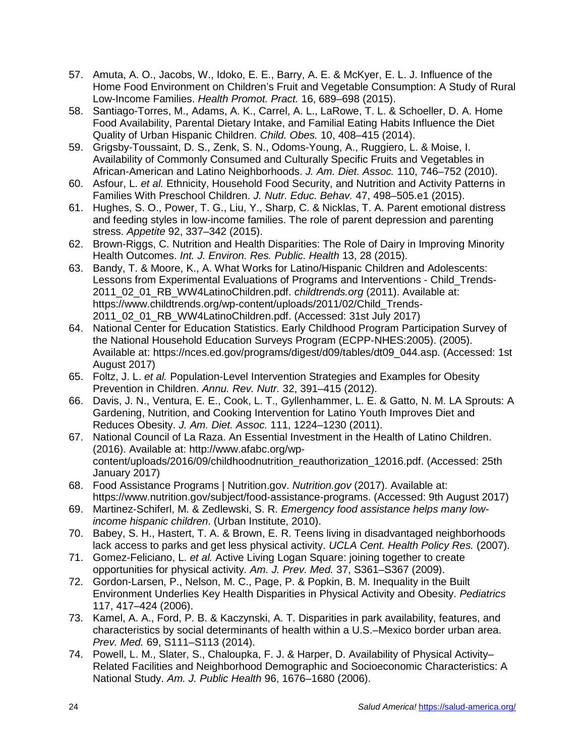57. Amuta, A. O., Jacobs, W., Idoko, E. E., Barry, A. E. & McKyer, E. L. J. Influence of the Home Food Environment on Children's Fruit and Vegetable Consumption: A Study of Rural Low-Income Families. *Health Promot. Pract.* 16, 689–698 (2015).
58. Santiago-Torres, M., Adams, A. K., Carrel, A. L., LaRowe, T. L. & Schoeller, D. A. Home Food Availability, Parental Dietary Intake, and Familial Eating Habits Influence the Diet Quality of Urban Hispanic Children. *Child. Obes.* 10, 408–415 (2014).
59. Grigsby-Toussaint, D. S., Zenk, S. N., Odoms-Young, A., Ruggiero, L. & Moise, I. Availability of Commonly Consumed and Culturally Specific Fruits and Vegetables in African-American and Latino Neighborhoods. *J. Am. Diet. Assoc.* 110, 746–752 (2010).
60. Asfour, L. *et al.* Ethnicity, Household Food Security, and Nutrition and Activity Patterns in Families With Preschool Children. *J. Nutr. Educ. Behav.* 47, 498–505.e1 (2015).
61. Hughes, S. O., Power, T. G., Liu, Y., Sharp, C. & Nicklas, T. A. Parent emotional distress and feeding styles in low-income families. The role of parent depression and parenting stress. *Appetite* 92, 337–342 (2015).
62. Brown-Riggs, C. Nutrition and Health Disparities: The Role of Dairy in Improving Minority Health Outcomes. *Int. J. Environ. Res. Public. Health* 13, 28 (2015).
63. Bandy, T. & Moore, K., A. What Works for Latino/Hispanic Children and Adolescents: Lessons from Experimental Evaluations of Programs and Interventions - Child_Trends-2011_02_01_RB_WW4LatinoChildren.pdf. *childtrends.org* (2011). Available at: https://www.childtrends.org/wp-content/uploads/2011/02/Child_Trends-2011_02_01_RB_WW4LatinoChildren.pdf. (Accessed: 31st July 2017)
64. National Center for Education Statistics. Early Childhood Program Participation Survey of the National Household Education Surveys Program (ECPP-NHES:2005). (2005). Available at: https://nces.ed.gov/programs/digest/d09/tables/dt09_044.asp. (Accessed: 1st August 2017)
65. Foltz, J. L. *et al.* Population-Level Intervention Strategies and Examples for Obesity Prevention in Children. *Annu. Rev. Nutr.* 32, 391–415 (2012).
66. Davis, J. N., Ventura, E. E., Cook, L. T., Gyllenhammer, L. E. & Gatto, N. M. LA Sprouts: A Gardening, Nutrition, and Cooking Intervention for Latino Youth Improves Diet and Reduces Obesity. *J. Am. Diet. Assoc.* 111, 1224–1230 (2011).
67. National Council of La Raza. An Essential Investment in the Health of Latino Children. (2016). Available at: http://www.afabc.org/wp-content/uploads/2016/09/childhoodnutrition_reauthorization_12016.pdf. (Accessed: 25th January 2017)
68. Food Assistance Programs | Nutrition.gov. *Nutrition.gov* (2017). Available at: https://www.nutrition.gov/subject/food-assistance-programs. (Accessed: 9th August 2017)
69. Martinez-Schiferl, M. & Zedlewski, S. R. *Emergency food assistance helps many low-income hispanic children*. (Urban Institute, 2010).
70. Babey, S. H., Hastert, T. A. & Brown, E. R. Teens living in disadvantaged neighborhoods lack access to parks and get less physical activity. *UCLA Cent. Health Policy Res.* (2007).
71. Gomez-Feliciano, L. *et al.* Active Living Logan Square: joining together to create opportunities for physical activity. *Am. J. Prev. Med.* 37, S361–S367 (2009).
72. Gordon-Larsen, P., Nelson, M. C., Page, P. & Popkin, B. M. Inequality in the Built Environment Underlies Key Health Disparities in Physical Activity and Obesity. *Pediatrics* 117, 417–424 (2006).
73. Kamel, A. A., Ford, P. B. & Kaczynski, A. T. Disparities in park availability, features, and characteristics by social determinants of health within a U.S.–Mexico border urban area. *Prev. Med.* 69, S111–S113 (2014).
74. Powell, L. M., Slater, S., Chaloupka, F. J. & Harper, D. Availability of Physical Activity–Related Facilities and Neighborhood Demographic and Socioeconomic Characteristics: A National Study. *Am. J. Public Health* 96, 1676–1680 (2006).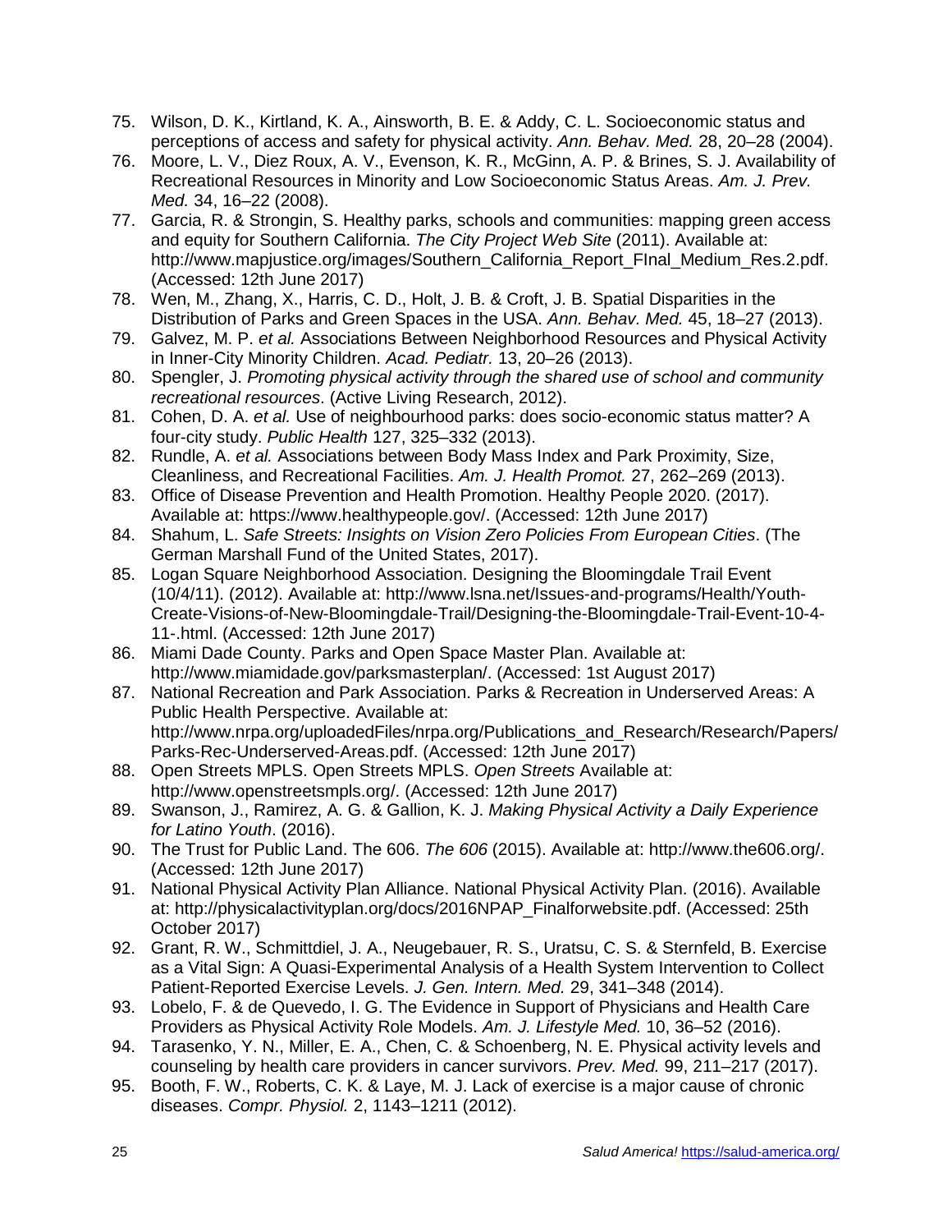75. Wilson, D. K., Kirtland, K. A., Ainsworth, B. E. & Addy, C. L. Socioeconomic status and perceptions of access and safety for physical activity. *Ann. Behav. Med.* 28, 20–28 (2004).
76. Moore, L. V., Diez Roux, A. V., Evenson, K. R., McGinn, A. P. & Brines, S. J. Availability of Recreational Resources in Minority and Low Socioeconomic Status Areas. *Am. J. Prev. Med.* 34, 16–22 (2008).
77. Garcia, R. & Strongin, S. Healthy parks, schools and communities: mapping green access and equity for Southern California. *The City Project Web Site* (2011). Available at: http://www.mapjustice.org/images/Southern_California_Report_FInal_Medium_Res.2.pdf. (Accessed: 12th June 2017)
78. Wen, M., Zhang, X., Harris, C. D., Holt, J. B. & Croft, J. B. Spatial Disparities in the Distribution of Parks and Green Spaces in the USA. *Ann. Behav. Med.* 45, 18–27 (2013).
79. Galvez, M. P. *et al.* Associations Between Neighborhood Resources and Physical Activity in Inner-City Minority Children. *Acad. Pediatr.* 13, 20–26 (2013).
80. Spengler, J. *Promoting physical activity through the shared use of school and community recreational resources*. (Active Living Research, 2012).
81. Cohen, D. A. *et al.* Use of neighbourhood parks: does socio-economic status matter? A four-city study. *Public Health* 127, 325–332 (2013).
82. Rundle, A. *et al.* Associations between Body Mass Index and Park Proximity, Size, Cleanliness, and Recreational Facilities. *Am. J. Health Promot.* 27, 262–269 (2013).
83. Office of Disease Prevention and Health Promotion. Healthy People 2020. (2017). Available at: https://www.healthypeople.gov/. (Accessed: 12th June 2017)
84. Shahum, L. *Safe Streets: Insights on Vision Zero Policies From European Cities*. (The German Marshall Fund of the United States, 2017).
85. Logan Square Neighborhood Association. Designing the Bloomingdale Trail Event (10/4/11). (2012). Available at: http://www.lsna.net/Issues-and-programs/Health/Youth-Create-Visions-of-New-Bloomingdale-Trail/Designing-the-Bloomingdale-Trail-Event-10-4-11-.html. (Accessed: 12th June 2017)
86. Miami Dade County. Parks and Open Space Master Plan. Available at: http://www.miamidade.gov/parksmasterplan/. (Accessed: 1st August 2017)
87. National Recreation and Park Association. Parks & Recreation in Underserved Areas: A Public Health Perspective. Available at: http://www.nrpa.org/uploadedFiles/nrpa.org/Publications_and_Research/Research/Papers/Parks-Rec-Underserved-Areas.pdf. (Accessed: 12th June 2017)
88. Open Streets MPLS. Open Streets MPLS. *Open Streets* Available at: http://www.openstreetsmpls.org/. (Accessed: 12th June 2017)
89. Swanson, J., Ramirez, A. G. & Gallion, K. J. *Making Physical Activity a Daily Experience for Latino Youth*. (2016).
90. The Trust for Public Land. The 606. *The 606* (2015). Available at: http://www.the606.org/. (Accessed: 12th June 2017)
91. National Physical Activity Plan Alliance. National Physical Activity Plan. (2016). Available at: http://physicalactivityplan.org/docs/2016NPAP_Finalforwebsite.pdf. (Accessed: 25th October 2017)
92. Grant, R. W., Schmittdiel, J. A., Neugebauer, R. S., Uratsu, C. S. & Sternfeld, B. Exercise as a Vital Sign: A Quasi-Experimental Analysis of a Health System Intervention to Collect Patient-Reported Exercise Levels. *J. Gen. Intern. Med.* 29, 341–348 (2014).
93. Lobelo, F. & de Quevedo, I. G. The Evidence in Support of Physicians and Health Care Providers as Physical Activity Role Models. *Am. J. Lifestyle Med.* 10, 36–52 (2016).
94. Tarasenko, Y. N., Miller, E. A., Chen, C. & Schoenberg, N. E. Physical activity levels and counseling by health care providers in cancer survivors. *Prev. Med.* 99, 211–217 (2017).
95. Booth, F. W., Roberts, C. K. & Laye, M. J. Lack of exercise is a major cause of chronic diseases. *Compr. Physiol.* 2, 1143–1211 (2012).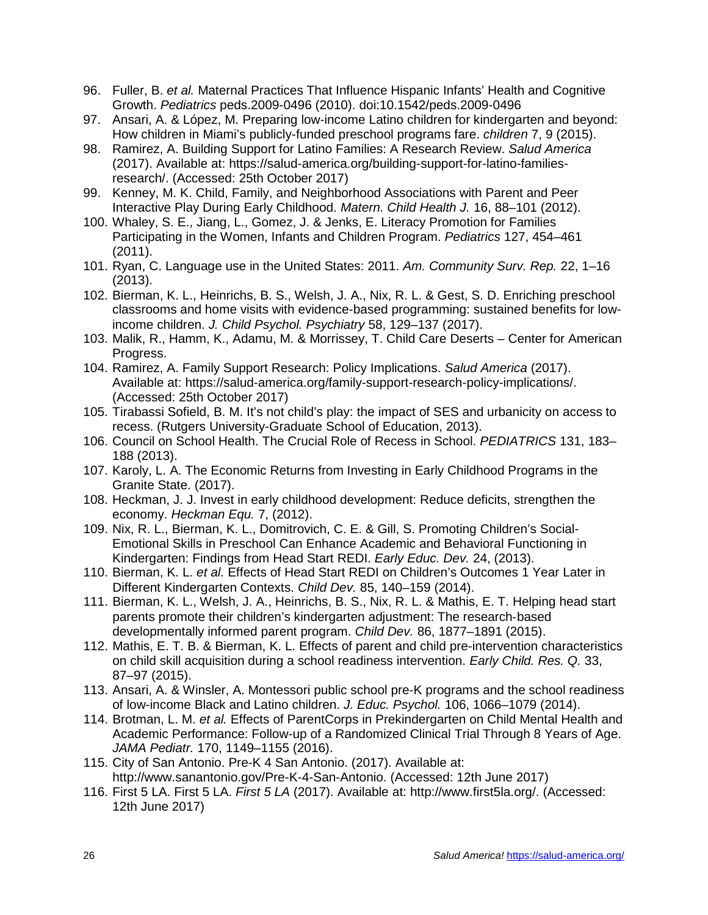96. Fuller, B. *et al.* Maternal Practices That Influence Hispanic Infants' Health and Cognitive Growth. *Pediatrics* peds.2009-0496 (2010). doi:10.1542/peds.2009-0496
97. Ansari, A. & López, M. Preparing low-income Latino children for kindergarten and beyond: How children in Miami's publicly-funded preschool programs fare. *children* 7, 9 (2015).
98. Ramirez, A. Building Support for Latino Families: A Research Review. *Salud America* (2017). Available at: https://salud-america.org/building-support-for-latino-families-research/. (Accessed: 25th October 2017)
99. Kenney, M. K. Child, Family, and Neighborhood Associations with Parent and Peer Interactive Play During Early Childhood. *Matern. Child Health J.* 16, 88–101 (2012).
100. Whaley, S. E., Jiang, L., Gomez, J. & Jenks, E. Literacy Promotion for Families Participating in the Women, Infants and Children Program. *Pediatrics* 127, 454–461 (2011).
101. Ryan, C. Language use in the United States: 2011. *Am. Community Surv. Rep.* 22, 1–16 (2013).
102. Bierman, K. L., Heinrichs, B. S., Welsh, J. A., Nix, R. L. & Gest, S. D. Enriching preschool classrooms and home visits with evidence-based programming: sustained benefits for low-income children. *J. Child Psychol. Psychiatry* 58, 129–137 (2017).
103. Malik, R., Hamm, K., Adamu, M. & Morrissey, T. Child Care Deserts – Center for American Progress.
104. Ramirez, A. Family Support Research: Policy Implications. *Salud America* (2017). Available at: https://salud-america.org/family-support-research-policy-implications/. (Accessed: 25th October 2017)
105. Tirabassi Sofield, B. M. It's not child's play: the impact of SES and urbanicity on access to recess. (Rutgers University-Graduate School of Education, 2013).
106. Council on School Health. The Crucial Role of Recess in School. *PEDIATRICS* 131, 183–188 (2013).
107. Karoly, L. A. The Economic Returns from Investing in Early Childhood Programs in the Granite State. (2017).
108. Heckman, J. J. Invest in early childhood development: Reduce deficits, strengthen the economy. *Heckman Equ.* 7, (2012).
109. Nix, R. L., Bierman, K. L., Domitrovich, C. E. & Gill, S. Promoting Children's Social-Emotional Skills in Preschool Can Enhance Academic and Behavioral Functioning in Kindergarten: Findings from Head Start REDI. *Early Educ. Dev.* 24, (2013).
110. Bierman, K. L. *et al.* Effects of Head Start REDI on Children's Outcomes 1 Year Later in Different Kindergarten Contexts. *Child Dev.* 85, 140–159 (2014).
111. Bierman, K. L., Welsh, J. A., Heinrichs, B. S., Nix, R. L. & Mathis, E. T. Helping head start parents promote their children's kindergarten adjustment: The research-based developmentally informed parent program. *Child Dev.* 86, 1877–1891 (2015).
112. Mathis, E. T. B. & Bierman, K. L. Effects of parent and child pre-intervention characteristics on child skill acquisition during a school readiness intervention. *Early Child. Res. Q.* 33, 87–97 (2015).
113. Ansari, A. & Winsler, A. Montessori public school pre-K programs and the school readiness of low-income Black and Latino children. *J. Educ. Psychol.* 106, 1066–1079 (2014).
114. Brotman, L. M. *et al.* Effects of ParentCorps in Prekindergarten on Child Mental Health and Academic Performance: Follow-up of a Randomized Clinical Trial Through 8 Years of Age. *JAMA Pediatr.* 170, 1149–1155 (2016).
115. City of San Antonio. Pre-K 4 San Antonio. (2017). Available at: http://www.sanantonio.gov/Pre-K-4-San-Antonio. (Accessed: 12th June 2017)
116. First 5 LA. First 5 LA. *First 5 LA* (2017). Available at: http://www.first5la.org/. (Accessed: 12th June 2017)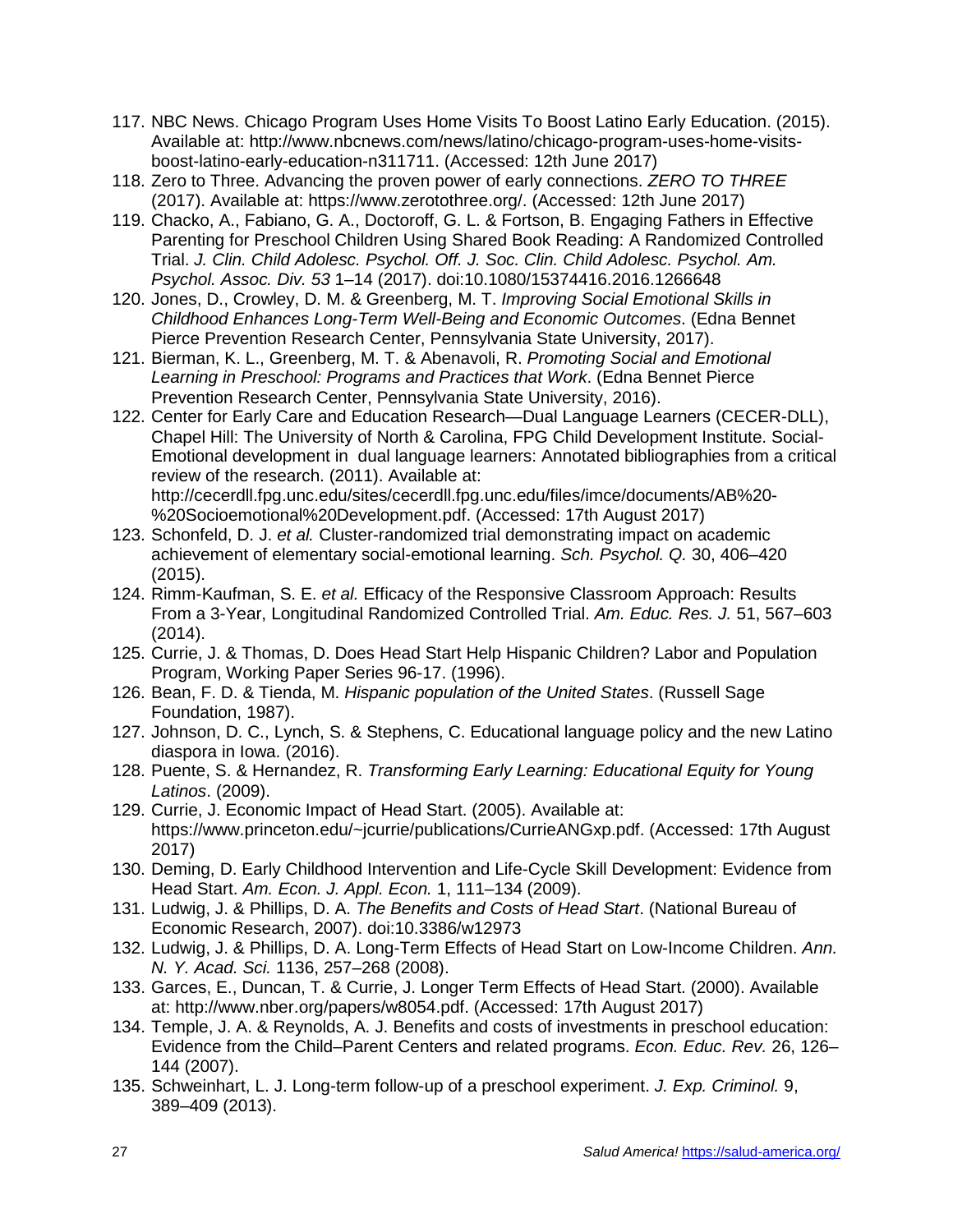117. NBC News. Chicago Program Uses Home Visits To Boost Latino Early Education. (2015). Available at: http://www.nbcnews.com/news/latino/chicago-program-uses-home-visits-boost-latino-early-education-n311711. (Accessed: 12th June 2017)
118. Zero to Three. Advancing the proven power of early connections. *ZERO TO THREE* (2017). Available at: https://www.zerotothree.org/. (Accessed: 12th June 2017)
119. Chacko, A., Fabiano, G. A., Doctoroff, G. L. & Fortson, B. Engaging Fathers in Effective Parenting for Preschool Children Using Shared Book Reading: A Randomized Controlled Trial. *J. Clin. Child Adolesc. Psychol. Off. J. Soc. Clin. Child Adolesc. Psychol. Am. Psychol. Assoc. Div. 53* 1–14 (2017). doi:10.1080/15374416.2016.1266648
120. Jones, D., Crowley, D. M. & Greenberg, M. T. *Improving Social Emotional Skills in Childhood Enhances Long-Term Well-Being and Economic Outcomes*. (Edna Bennet Pierce Prevention Research Center, Pennsylvania State University, 2017).
121. Bierman, K. L., Greenberg, M. T. & Abenavoli, R. *Promoting Social and Emotional Learning in Preschool: Programs and Practices that Work*. (Edna Bennet Pierce Prevention Research Center, Pennsylvania State University, 2016).
122. Center for Early Care and Education Research—Dual Language Learners (CECER-DLL), Chapel Hill: The University of North & Carolina, FPG Child Development Institute. Social-Emotional development in dual language learners: Annotated bibliographies from a critical review of the research. (2011). Available at: http://cecerdll.fpg.unc.edu/sites/cecerdll.fpg.unc.edu/files/imce/documents/AB%20-%20Socioemotional%20Development.pdf. (Accessed: 17th August 2017)
123. Schonfeld, D. J. *et al.* Cluster-randomized trial demonstrating impact on academic achievement of elementary social-emotional learning. *Sch. Psychol. Q.* 30, 406–420 (2015).
124. Rimm-Kaufman, S. E. *et al.* Efficacy of the Responsive Classroom Approach: Results From a 3-Year, Longitudinal Randomized Controlled Trial. *Am. Educ. Res. J.* 51, 567–603 (2014).
125. Currie, J. & Thomas, D. Does Head Start Help Hispanic Children? Labor and Population Program, Working Paper Series 96-17. (1996).
126. Bean, F. D. & Tienda, M. *Hispanic population of the United States*. (Russell Sage Foundation, 1987).
127. Johnson, D. C., Lynch, S. & Stephens, C. Educational language policy and the new Latino diaspora in Iowa. (2016).
128. Puente, S. & Hernandez, R. *Transforming Early Learning: Educational Equity for Young Latinos*. (2009).
129. Currie, J. Economic Impact of Head Start. (2005). Available at: https://www.princeton.edu/~jcurrie/publications/CurrieANGxp.pdf. (Accessed: 17th August 2017)
130. Deming, D. Early Childhood Intervention and Life-Cycle Skill Development: Evidence from Head Start. *Am. Econ. J. Appl. Econ.* 1, 111–134 (2009).
131. Ludwig, J. & Phillips, D. A. *The Benefits and Costs of Head Start*. (National Bureau of Economic Research, 2007). doi:10.3386/w12973
132. Ludwig, J. & Phillips, D. A. Long-Term Effects of Head Start on Low-Income Children. *Ann. N. Y. Acad. Sci.* 1136, 257–268 (2008).
133. Garces, E., Duncan, T. & Currie, J. Longer Term Effects of Head Start. (2000). Available at: http://www.nber.org/papers/w8054.pdf. (Accessed: 17th August 2017)
134. Temple, J. A. & Reynolds, A. J. Benefits and costs of investments in preschool education: Evidence from the Child–Parent Centers and related programs. *Econ. Educ. Rev.* 26, 126–144 (2007).
135. Schweinhart, L. J. Long-term follow-up of a preschool experiment. *J. Exp. Criminol.* 9, 389–409 (2013).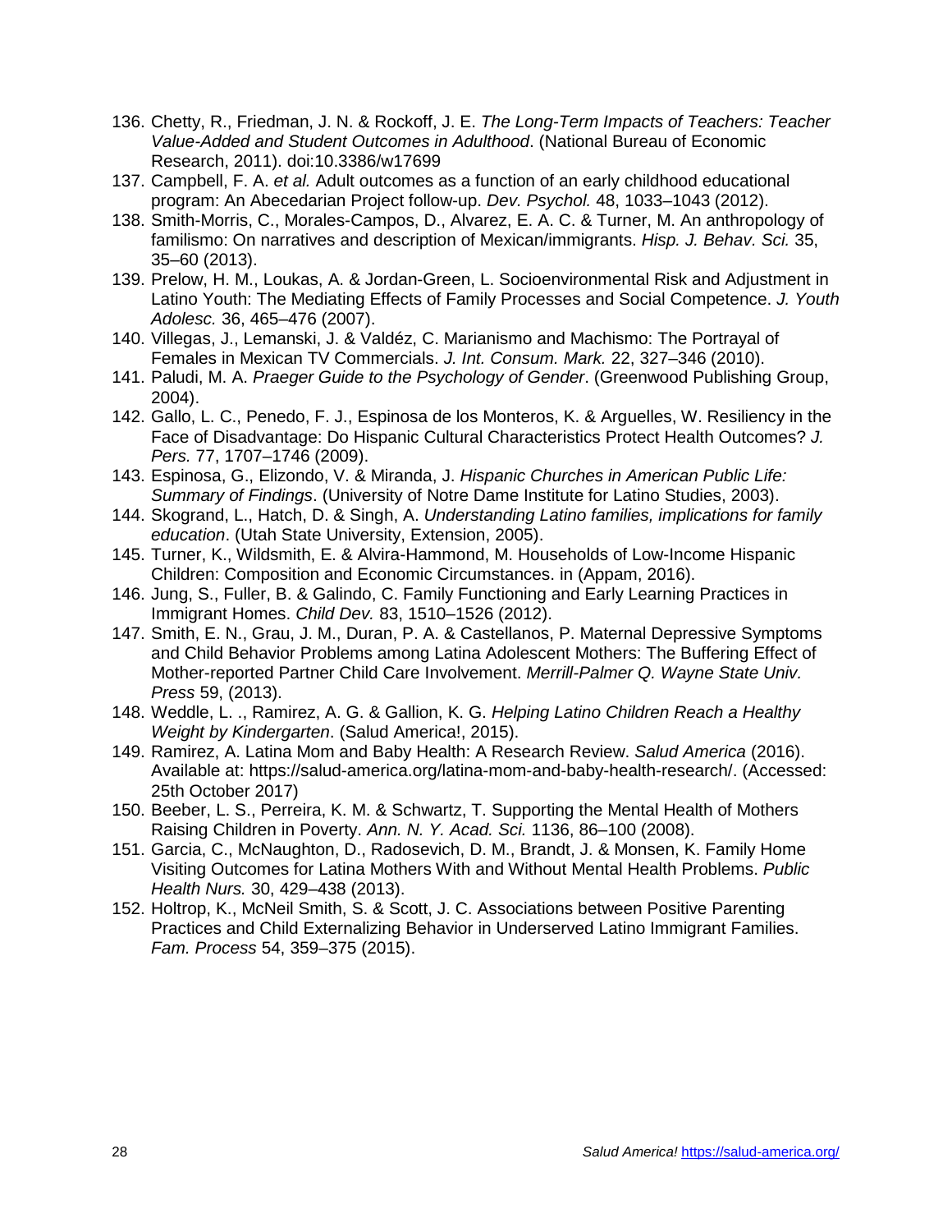136. Chetty, R., Friedman, J. N. & Rockoff, J. E. *The Long-Term Impacts of Teachers: Teacher Value-Added and Student Outcomes in Adulthood*. (National Bureau of Economic Research, 2011). doi:10.3386/w17699
137. Campbell, F. A. *et al.* Adult outcomes as a function of an early childhood educational program: An Abecedarian Project follow-up. *Dev. Psychol.* 48, 1033–1043 (2012).
138. Smith-Morris, C., Morales-Campos, D., Alvarez, E. A. C. & Turner, M. An anthropology of familismo: On narratives and description of Mexican/immigrants. *Hisp. J. Behav. Sci.* 35, 35–60 (2013).
139. Prelow, H. M., Loukas, A. & Jordan-Green, L. Socioenvironmental Risk and Adjustment in Latino Youth: The Mediating Effects of Family Processes and Social Competence. *J. Youth Adolesc.* 36, 465–476 (2007).
140. Villegas, J., Lemanski, J. & Valdéz, C. Marianismo and Machismo: The Portrayal of Females in Mexican TV Commercials. *J. Int. Consum. Mark.* 22, 327–346 (2010).
141. Paludi, M. A. *Praeger Guide to the Psychology of Gender*. (Greenwood Publishing Group, 2004).
142. Gallo, L. C., Penedo, F. J., Espinosa de los Monteros, K. & Arguelles, W. Resiliency in the Face of Disadvantage: Do Hispanic Cultural Characteristics Protect Health Outcomes? *J. Pers.* 77, 1707–1746 (2009).
143. Espinosa, G., Elizondo, V. & Miranda, J. *Hispanic Churches in American Public Life: Summary of Findings*. (University of Notre Dame Institute for Latino Studies, 2003).
144. Skogrand, L., Hatch, D. & Singh, A. *Understanding Latino families, implications for family education*. (Utah State University, Extension, 2005).
145. Turner, K., Wildsmith, E. & Alvira-Hammond, M. Households of Low-Income Hispanic Children: Composition and Economic Circumstances. in (Appam, 2016).
146. Jung, S., Fuller, B. & Galindo, C. Family Functioning and Early Learning Practices in Immigrant Homes. *Child Dev.* 83, 1510–1526 (2012).
147. Smith, E. N., Grau, J. M., Duran, P. A. & Castellanos, P. Maternal Depressive Symptoms and Child Behavior Problems among Latina Adolescent Mothers: The Buffering Effect of Mother-reported Partner Child Care Involvement. *Merrill-Palmer Q. Wayne State Univ. Press* 59, (2013).
148. Weddle, L. ., Ramirez, A. G. & Gallion, K. G. *Helping Latino Children Reach a Healthy Weight by Kindergarten*. (Salud America!, 2015).
149. Ramirez, A. Latina Mom and Baby Health: A Research Review. *Salud America* (2016). Available at: https://salud-america.org/latina-mom-and-baby-health-research/. (Accessed: 25th October 2017)
150. Beeber, L. S., Perreira, K. M. & Schwartz, T. Supporting the Mental Health of Mothers Raising Children in Poverty. *Ann. N. Y. Acad. Sci.* 1136, 86–100 (2008).
151. Garcia, C., McNaughton, D., Radosevich, D. M., Brandt, J. & Monsen, K. Family Home Visiting Outcomes for Latina Mothers With and Without Mental Health Problems. *Public Health Nurs.* 30, 429–438 (2013).
152. Holtrop, K., McNeil Smith, S. & Scott, J. C. Associations between Positive Parenting Practices and Child Externalizing Behavior in Underserved Latino Immigrant Families. *Fam. Process* 54, 359–375 (2015).